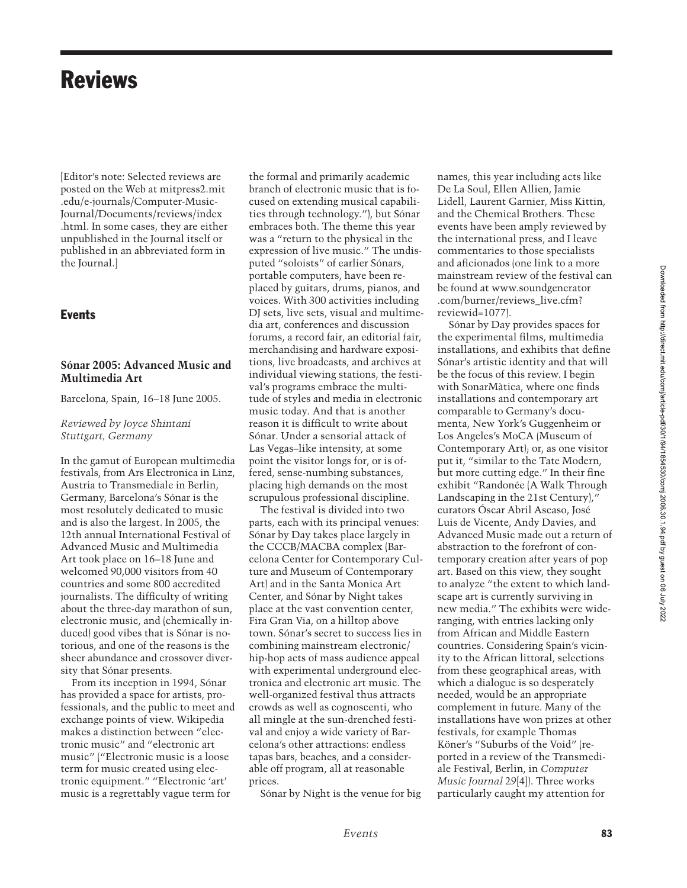# Reviews

[Editor's note: Selected reviews are posted on the Web at mitpress2.mit.edu/e-journals/Computer-Music-Journal/Documents/reviews/index.html. In some cases, they are either unpublished in the Journal itself or published in an abbreviated form in the Journal.]

## Events

### Sónar 2005: Advanced Music and Multimedia Art

Barcelona, Spain, 16–18 June 2005.

*Reviewed by Joyce Shintani Stuttgart, Germany*

In the gamut of European multimedia festivals, from Ars Electronica in Linz, Austria to Transmediale in Berlin, Germany, Barcelona's Sónar is the most resolutely dedicated to music and is also the largest. In 2005, the 12th annual International Festival of Advanced Music and Multimedia Art took place on 16–18 June and welcomed 90,000 visitors from 40 countries and some 800 accredited journalists. The difficulty of writing about the three-day marathon of sun, electronic music, and (chemically induced) good vibes that is Sónar is notorious, and one of the reasons is the sheer abundance and crossover diversity that Sónar presents.

From its inception in 1994, Sónar has provided a space for artists, professionals, and the public to meet and exchange points of view. Wikipedia makes a distinction between "electronic music" and "electronic art music" ("Electronic music is a loose term for music created using electronic equipment." "Electronic 'art' music is a regrettably vague term for the formal and primarily academic branch of electronic music that is focused on extending musical capabilities through technology."), but Sónar embraces both. The theme this year was a "return to the physical in the expression of live music." The undisputed "soloists" of earlier Sónars, portable computers, have been replaced by guitars, drums, pianos, and voices. With 300 activities including DJ sets, live sets, visual and multimedia art, conferences and discussion forums, a record fair, an editorial fair, merchandising and hardware expositions, live broadcasts, and archives at individual viewing stations, the festival's programs embrace the multitude of styles and media in electronic music today. And that is another reason it is difficult to write about Sónar. Under a sensorial attack of Las Vegas–like intensity, at some point the visitor longs for, or is offered, sense-numbing substances, placing high demands on the most scrupulous professional discipline.

The festival is divided into two parts, each with its principal venues: Sónar by Day takes place largely in the CCCB/MACBA complex (Barcelona Center for Contemporary Culture and Museum of Contemporary Art) and in the Santa Monica Art Center, and Sónar by Night takes place at the vast convention center, Fira Gran Via, on a hilltop above town. Sónar's secret to success lies in combining mainstream electronic/hip-hop acts of mass audience appeal with experimental underground electronica and electronic art music. The well-organized festival thus attracts crowds as well as cognoscenti, who all mingle at the sun-drenched festival and enjoy a wide variety of Barcelona's other attractions: endless tapas bars, beaches, and a considerable off program, all at reasonable prices.

Sónar by Night is the venue for big names, this year including acts like De La Soul, Ellen Allien, Jamie Lidell, Laurent Garnier, Miss Kittin, and the Chemical Brothers. These events have been amply reviewed by the international press, and I leave commentaries to those specialists and aficionados (one link to a more mainstream review of the festival can be found at www.soundgenerator.com/burner/reviews_live.cfm?reviewid=1077).

Sónar by Day provides spaces for the experimental films, multimedia installations, and exhibits that define Sónar's artistic identity and that will be the focus of this review. I begin with SonarMàtica, where one finds installations and contemporary art comparable to Germany's documenta, New York's Guggenheim or Los Angeles's MoCA (Museum of Contemporary Art); or, as one visitor put it, "similar to the Tate Modern, but more cutting edge." In their fine exhibit "Randonée (A Walk Through Landscaping in the 21st Century)," curators Óscar Abril Ascaso, José Luis de Vicente, Andy Davies, and Advanced Music made out a return of abstraction to the forefront of contemporary creation after years of pop art. Based on this view, they sought to analyze "the extent to which landscape art is currently surviving in new media." The exhibits were wide-ranging, with entries lacking only from African and Middle Eastern countries. Considering Spain's vicinity to the African littoral, selections from these geographical areas, with which a dialogue is so desperately needed, would be an appropriate complement in future. Many of the installations have won prizes at other festivals, for example Thomas Köner's "Suburbs of the Void" (reported in a review of the Transmediale Festival, Berlin, in *Computer Music Journal* 29[4]). Three works particularly caught my attention for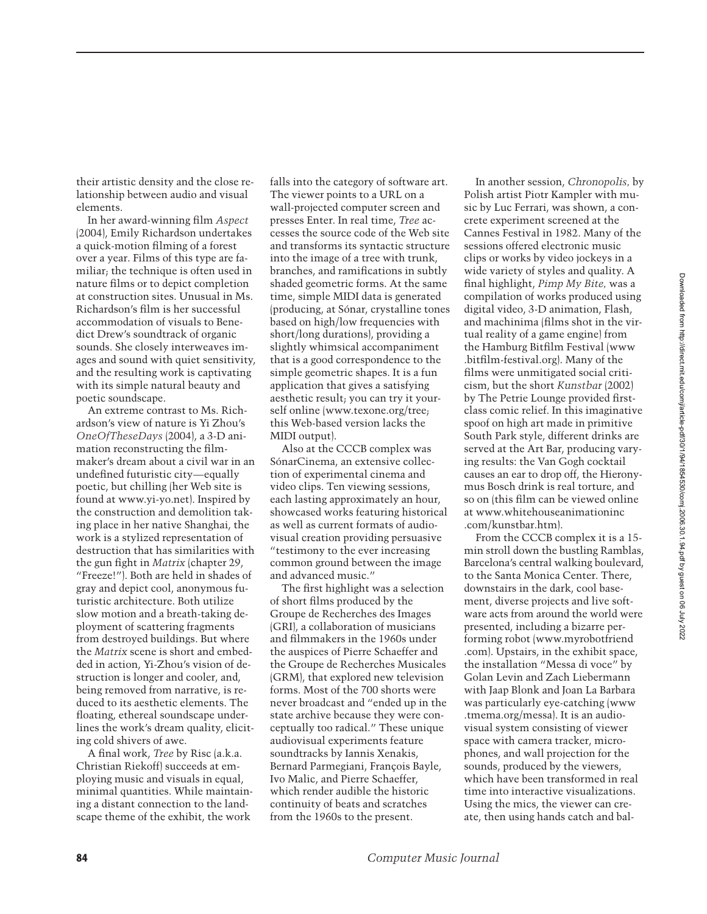their artistic density and the close relationship between audio and visual elements.

In her award-winning film *Aspect* (2004), Emily Richardson undertakes a quick-motion filming of a forest over a year. Films of this type are familiar; the technique is often used in nature films or to depict completion at construction sites. Unusual in Ms. Richardson's film is her successful accommodation of visuals to Benedict Drew's soundtrack of organic sounds. She closely interweaves images and sound with quiet sensitivity, and the resulting work is captivating with its simple natural beauty and poetic soundscape.

An extreme contrast to Ms. Richardson's view of nature is Yi Zhou's *OneOfTheseDays* (2004), a 3-D animation reconstructing the filmmaker's dream about a civil war in an undefined futuristic city—equally poetic, but chilling (her Web site is found at www.yi-yo.net). Inspired by the construction and demolition taking place in her native Shanghai, the work is a stylized representation of destruction that has similarities with the gun fight in *Matrix* (chapter 29, "Freeze!"). Both are held in shades of gray and depict cool, anonymous futuristic architecture. Both utilize slow motion and a breath-taking deployment of scattering fragments from destroyed buildings. But where the *Matrix* scene is short and embedded in action, Yi-Zhou's vision of destruction is longer and cooler, and, being removed from narrative, is reduced to its aesthetic elements. The floating, ethereal soundscape underlines the work's dream quality, eliciting cold shivers of awe.

A final work, *Tree* by Risc (a.k.a. Christian Riekoff) succeeds at employing music and visuals in equal, minimal quantities. While maintaining a distant connection to the landscape theme of the exhibit, the work falls into the category of software art. The viewer points to a URL on a wall-projected computer screen and presses Enter. In real time, *Tree* accesses the source code of the Web site and transforms its syntactic structure into the image of a tree with trunk, branches, and ramifications in subtly shaded geometric forms. At the same time, simple MIDI data is generated (producing, at Sónar, crystalline tones based on high/low frequencies with short/long durations), providing a slightly whimsical accompaniment that is a good correspondence to the simple geometric shapes. It is a fun application that gives a satisfying aesthetic result; you can try it yourself online (www.texone.org/tree; this Web-based version lacks the MIDI output).

Also at the CCCB complex was SónarCinema, an extensive collection of experimental cinema and video clips. Ten viewing sessions, each lasting approximately an hour, showcased works featuring historical as well as current formats of audiovisual creation providing persuasive "testimony to the ever increasing common ground between the image and advanced music."

The first highlight was a selection of short films produced by the Groupe de Recherches des Images (GRI), a collaboration of musicians and filmmakers in the 1960s under the auspices of Pierre Schaeffer and the Groupe de Recherches Musicales (GRM), that explored new television forms. Most of the 700 shorts were never broadcast and "ended up in the state archive because they were conceptually too radical." These unique audiovisual experiments feature soundtracks by Iannis Xenakis, Bernard Parmegiani, François Bayle, Ivo Malic, and Pierre Schaeffer, which render audible the historic continuity of beats and scratches from the 1960s to the present.

In another session, *Chronopolis,* by Polish artist Piotr Kampler with music by Luc Ferrari, was shown, a concrete experiment screened at the Cannes Festival in 1982. Many of the sessions offered electronic music clips or works by video jockeys in a wide variety of styles and quality. A final highlight, *Pimp My Bite,* was a compilation of works produced using digital video, 3-D animation, Flash, and machinima (films shot in the virtual reality of a game engine) from the Hamburg Bitfilm Festival (www.bitfilm-festival.org). Many of the films were unmitigated social criticism, but the short *Kunstbar* (2002) by The Petrie Lounge provided first-class comic relief. In this imaginative spoof on high art made in primitive South Park style, different drinks are served at the Art Bar, producing varying results: the Van Gogh cocktail causes an ear to drop off, the Hieronymus Bosch drink is real torture, and so on (this film can be viewed online at www.whitehouseanimationinc.com/kunstbar.htm).

From the CCCB complex it is a 15-min stroll down the bustling Ramblas, Barcelona's central walking boulevard, to the Santa Monica Center. There, downstairs in the dark, cool basement, diverse projects and live software acts from around the world were presented, including a bizarre performing robot (www.myrobotfriend.com). Upstairs, in the exhibit space, the installation "Messa di voce" by Golan Levin and Zach Liebermann with Jaap Blonk and Joan La Barbara was particularly eye-catching (www.tmema.org/messa). It is an audiovisual system consisting of viewer space with camera tracker, microphones, and wall projection for the sounds, produced by the viewers, which have been transformed in real time into interactive visualizations. Using the mics, the viewer can create, then using hands catch and bal-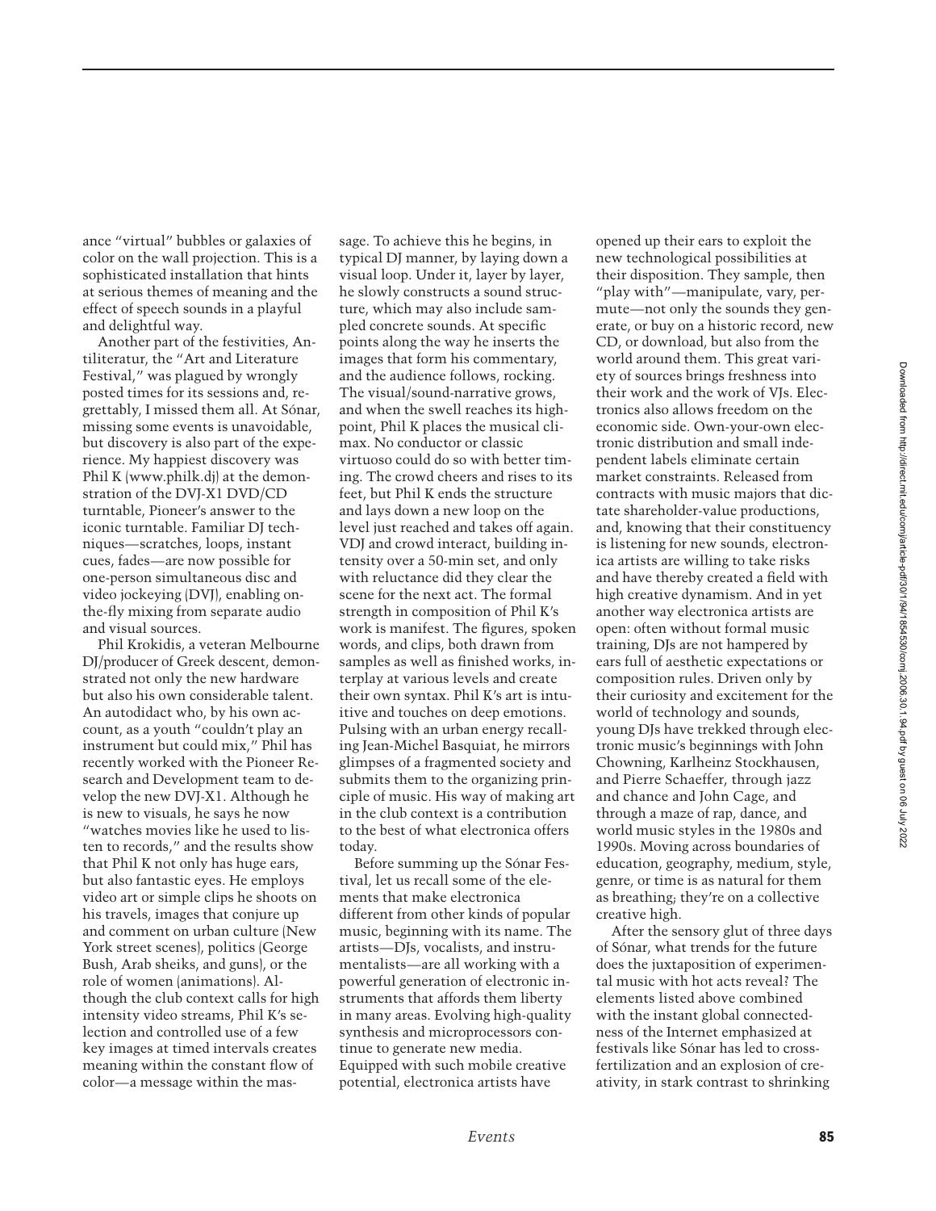ance "virtual" bubbles or galaxies of color on the wall projection. This is a sophisticated installation that hints at serious themes of meaning and the effect of speech sounds in a playful and delightful way.

Another part of the festivities, Antiliteratur, the "Art and Literature Festival," was plagued by wrongly posted times for its sessions and, regrettably, I missed them all. At Sónar, missing some events is unavoidable, but discovery is also part of the experience. My happiest discovery was Phil K (www.philk.dj) at the demonstration of the DVJ-X1 DVD/CD turntable, Pioneer's answer to the iconic turntable. Familiar DJ techniques—scratches, loops, instant cues, fades—are now possible for one-person simultaneous disc and video jockeying (DVJ), enabling on-the-fly mixing from separate audio and visual sources.

Phil Krokidis, a veteran Melbourne DJ/producer of Greek descent, demonstrated not only the new hardware but also his own considerable talent. An autodidact who, by his own account, as a youth "couldn't play an instrument but could mix," Phil has recently worked with the Pioneer Research and Development team to develop the new DVJ-X1. Although he is new to visuals, he says he now "watches movies like he used to listen to records," and the results show that Phil K not only has huge ears, but also fantastic eyes. He employs video art or simple clips he shoots on his travels, images that conjure up and comment on urban culture (New York street scenes), politics (George Bush, Arab sheiks, and guns), or the role of women (animations). Although the club context calls for high intensity video streams, Phil K's selection and controlled use of a few key images at timed intervals creates meaning within the constant flow of color—a message within the massage. To achieve this he begins, in typical DJ manner, by laying down a visual loop. Under it, layer by layer, he slowly constructs a sound structure, which may also include sampled concrete sounds. At specific points along the way he inserts the images that form his commentary, and the audience follows, rocking. The visual/sound-narrative grows, and when the swell reaches its highpoint, Phil K places the musical climax. No conductor or classic virtuoso could do so with better timing. The crowd cheers and rises to its feet, but Phil K ends the structure and lays down a new loop on the level just reached and takes off again. VDJ and crowd interact, building intensity over a 50-min set, and only with reluctance did they clear the scene for the next act. The formal strength in composition of Phil K's work is manifest. The figures, spoken words, and clips, both drawn from samples as well as finished works, interplay at various levels and create their own syntax. Phil K's art is intuitive and touches on deep emotions. Pulsing with an urban energy recalling Jean-Michel Basquiat, he mirrors glimpses of a fragmented society and submits them to the organizing principle of music. His way of making art in the club context is a contribution to the best of what electronica offers today.

Before summing up the Sónar Festival, let us recall some of the elements that make electronica different from other kinds of popular music, beginning with its name. The artists—DJs, vocalists, and instrumentalists—are all working with a powerful generation of electronic instruments that affords them liberty in many areas. Evolving high-quality synthesis and microprocessors continue to generate new media. Equipped with such mobile creative potential, electronica artists have opened up their ears to exploit the new technological possibilities at their disposition. They sample, then "play with"—manipulate, vary, permute—not only the sounds they generate, or buy on a historic record, new CD, or download, but also from the world around them. This great variety of sources brings freshness into their work and the work of VJs. Electronics also allows freedom on the economic side. Own-your-own electronic distribution and small independent labels eliminate certain market constraints. Released from contracts with music majors that dictate shareholder-value productions, and, knowing that their constituency is listening for new sounds, electronica artists are willing to take risks and have thereby created a field with high creative dynamism. And in yet another way electronica artists are open: often without formal music training, DJs are not hampered by ears full of aesthetic expectations or composition rules. Driven only by their curiosity and excitement for the world of technology and sounds, young DJs have trekked through electronic music's beginnings with John Chowning, Karlheinz Stockhausen, and Pierre Schaeffer, through jazz and chance and John Cage, and through a maze of rap, dance, and world music styles in the 1980s and 1990s. Moving across boundaries of education, geography, medium, style, genre, or time is as natural for them as breathing; they're on a collective creative high.

After the sensory glut of three days of Sónar, what trends for the future does the juxtaposition of experimental music with hot acts reveal? The elements listed above combined with the instant global connectedness of the Internet emphasized at festivals like Sónar has led to cross-fertilization and an explosion of creativity, in stark contrast to shrinking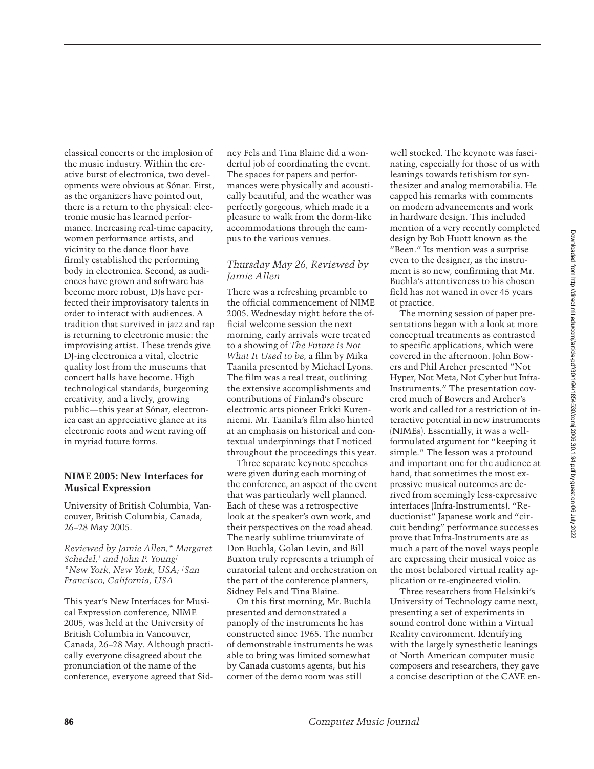classical concerts or the implosion of the music industry. Within the creative burst of electronica, two developments were obvious at Sónar. First, as the organizers have pointed out, there is a return to the physical: electronic music has learned performance. Increasing real-time capacity, women performance artists, and vicinity to the dance floor have firmly established the performing body in electronica. Second, as audiences have grown and software has become more robust, DJs have perfected their improvisatory talents in order to interact with audiences. A tradition that survived in jazz and rap is returning to electronic music: the improvising artist. These trends give DJ-ing electronica a vital, electric quality lost from the museums that concert halls have become. High technological standards, burgeoning creativity, and a lively, growing public—this year at Sónar, electronica cast an appreciative glance at its electronic roots and went raving off in myriad future forms.

## NIME 2005: New Interfaces for Musical Expression

University of British Columbia, Vancouver, British Columbia, Canada, 26–28 May 2005.

*Reviewed by Jamie Allen,\* Margaret Schedel,† and John P. Young†*
*\*New York, New York, USA; †San Francisco, California, USA*

This year's New Interfaces for Musical Expression conference, NIME 2005, was held at the University of British Columbia in Vancouver, Canada, 26–28 May. Although practically everyone disagreed about the pronunciation of the name of the conference, everyone agreed that Sidney Fels and Tina Blaine did a wonderful job of coordinating the event. The spaces for papers and performances were physically and acoustically beautiful, and the weather was perfectly gorgeous, which made it a pleasure to walk from the dorm-like accommodations through the campus to the various venues.

### *Thursday May 26, Reviewed by Jamie Allen*

There was a refreshing preamble to the official commencement of NIME 2005. Wednesday night before the official welcome session the next morning, early arrivals were treated to a showing of *The Future is Not What It Used to be,* a film by Mika Taanila presented by Michael Lyons. The film was a real treat, outlining the extensive accomplishments and contributions of Finland's obscure electronic arts pioneer Erkki Kurenniemi. Mr. Taanila's film also hinted at an emphasis on historical and contextual underpinnings that I noticed throughout the proceedings this year.

Three separate keynote speeches were given during each morning of the conference, an aspect of the event that was particularly well planned. Each of these was a retrospective look at the speaker's own work, and their perspectives on the road ahead. The nearly sublime triumvirate of Don Buchla, Golan Levin, and Bill Buxton truly represents a triumph of curatorial talent and orchestration on the part of the conference planners, Sidney Fels and Tina Blaine.

On this first morning, Mr. Buchla presented and demonstrated a panoply of the instruments he has constructed since 1965. The number of demonstrable instruments he was able to bring was limited somewhat by Canada customs agents, but his corner of the demo room was still well stocked. The keynote was fascinating, especially for those of us with leanings towards fetishism for synthesizer and analog memorabilia. He capped his remarks with comments on modern advancements and work in hardware design. This included mention of a very recently completed design by Bob Huott known as the "Been." Its mention was a surprise even to the designer, as the instrument is so new, confirming that Mr. Buchla's attentiveness to his chosen field has not waned in over 45 years of practice.

The morning session of paper presentations began with a look at more conceptual treatments as contrasted to specific applications, which were covered in the afternoon. John Bowers and Phil Archer presented "Not Hyper, Not Meta, Not Cyber but Infra-Instruments." The presentation covered much of Bowers and Archer's work and called for a restriction of interactive potential in new instruments (NIMEs). Essentially, it was a well-formulated argument for "keeping it simple." The lesson was a profound and important one for the audience at hand, that sometimes the most expressive musical outcomes are derived from seemingly less-expressive interfaces (Infra-Instruments). "Reductionist" Japanese work and "circuit bending" performance successes prove that Infra-Instruments are as much a part of the novel ways people are expressing their musical voice as the most belabored virtual reality application or re-engineered violin.

Three researchers from Helsinki's University of Technology came next, presenting a set of experiments in sound control done within a Virtual Reality environment. Identifying with the largely synesthetic leanings of North American computer music composers and researchers, they gave a concise description of the CAVE en-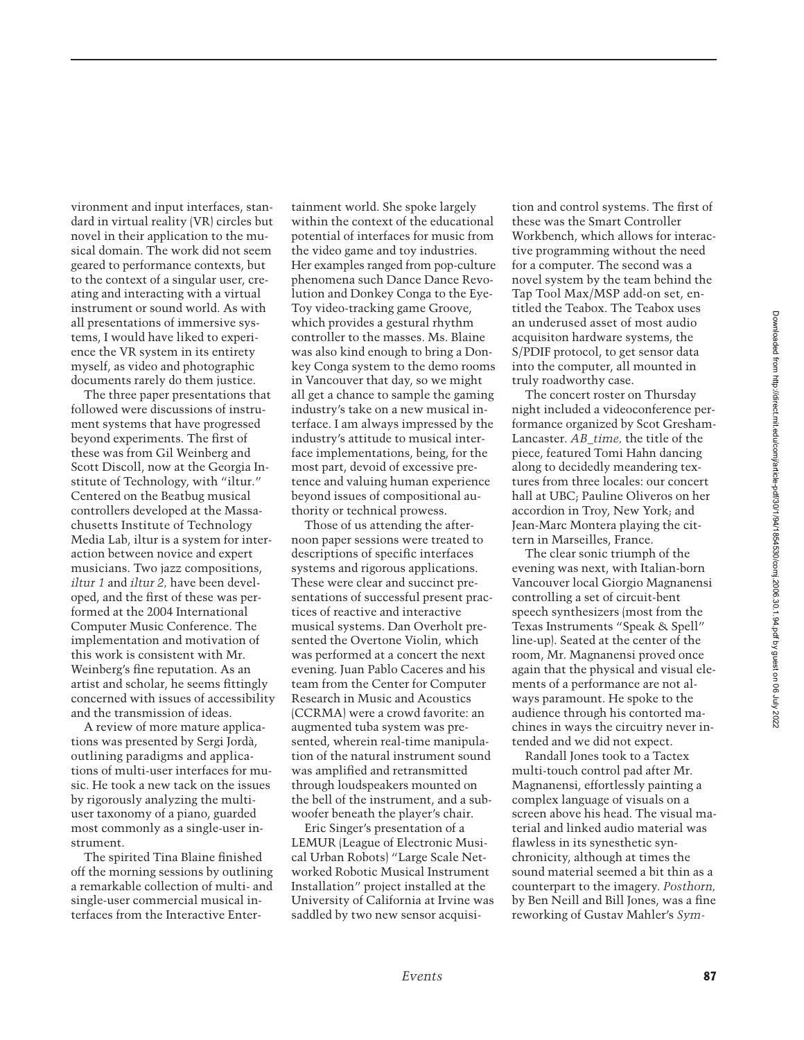vironment and input interfaces, standard in virtual reality (VR) circles but novel in their application to the musical domain. The work did not seem geared to performance contexts, but to the context of a singular user, creating and interacting with a virtual instrument or sound world. As with all presentations of immersive systems, I would have liked to experience the VR system in its entirety myself, as video and photographic documents rarely do them justice.

The three paper presentations that followed were discussions of instrument systems that have progressed beyond experiments. The first of these was from Gil Weinberg and Scott Discoll, now at the Georgia Institute of Technology, with "iltur." Centered on the Beatbug musical controllers developed at the Massachusetts Institute of Technology Media Lab, iltur is a system for interaction between novice and expert musicians. Two jazz compositions, *iltur 1* and *iltur 2,* have been developed, and the first of these was performed at the 2004 International Computer Music Conference. The implementation and motivation of this work is consistent with Mr. Weinberg's fine reputation. As an artist and scholar, he seems fittingly concerned with issues of accessibility and the transmission of ideas.

A review of more mature applications was presented by Sergi Jordà, outlining paradigms and applications of multi-user interfaces for music. He took a new tack on the issues by rigorously analyzing the multi-user taxonomy of a piano, guarded most commonly as a single-user instrument.

The spirited Tina Blaine finished off the morning sessions by outlining a remarkable collection of multi- and single-user commercial musical interfaces from the Interactive Entertainment world. She spoke largely within the context of the educational potential of interfaces for music from the video game and toy industries. Her examples ranged from pop-culture phenomena such Dance Dance Revolution and Donkey Conga to the Eye-Toy video-tracking game Groove, which provides a gestural rhythm controller to the masses. Ms. Blaine was also kind enough to bring a Donkey Conga system to the demo rooms in Vancouver that day, so we might all get a chance to sample the gaming industry's take on a new musical interface. I am always impressed by the industry's attitude to musical interface implementations, being, for the most part, devoid of excessive pretence and valuing human experience beyond issues of compositional authority or technical prowess.

Those of us attending the afternoon paper sessions were treated to descriptions of specific interfaces systems and rigorous applications. These were clear and succinct presentations of successful present practices of reactive and interactive musical systems. Dan Overholt presented the Overtone Violin, which was performed at a concert the next evening. Juan Pablo Caceres and his team from the Center for Computer Research in Music and Acoustics (CCRMA) were a crowd favorite: an augmented tuba system was presented, wherein real-time manipulation of the natural instrument sound was amplified and retransmitted through loudspeakers mounted on the bell of the instrument, and a subwoofer beneath the player's chair.

Eric Singer's presentation of a LEMUR (League of Electronic Musical Urban Robots) "Large Scale Networked Robotic Musical Instrument Installation" project installed at the University of California at Irvine was saddled by two new sensor acquisition and control systems. The first of these was the Smart Controller Workbench, which allows for interactive programming without the need for a computer. The second was a novel system by the team behind the Tap Tool Max/MSP add-on set, entitled the Teabox. The Teabox uses an underused asset of most audio acquisiton hardware systems, the S/PDIF protocol, to get sensor data into the computer, all mounted in truly roadworthy case.

The concert roster on Thursday night included a videoconference performance organized by Scot Gresham-Lancaster. *AB_time,* the title of the piece, featured Tomi Hahn dancing along to decidedly meandering textures from three locales: our concert hall at UBC; Pauline Oliveros on her accordion in Troy, New York; and Jean-Marc Montera playing the cittern in Marseilles, France.

The clear sonic triumph of the evening was next, with Italian-born Vancouver local Giorgio Magnanensi controlling a set of circuit-bent speech synthesizers (most from the Texas Instruments "Speak & Spell" line-up). Seated at the center of the room, Mr. Magnanensi proved once again that the physical and visual elements of a performance are not always paramount. He spoke to the audience through his contorted machines in ways the circuitry never intended and we did not expect.

Randall Jones took to a Tactex multi-touch control pad after Mr. Magnanensi, effortlessly painting a complex language of visuals on a screen above his head. The visual material and linked audio material was flawless in its synesthetic synchronicity, although at times the sound material seemed a bit thin as a counterpart to the imagery. *Posthorn,* by Ben Neill and Bill Jones, was a fine reworking of Gustav Mahler's *Sym-*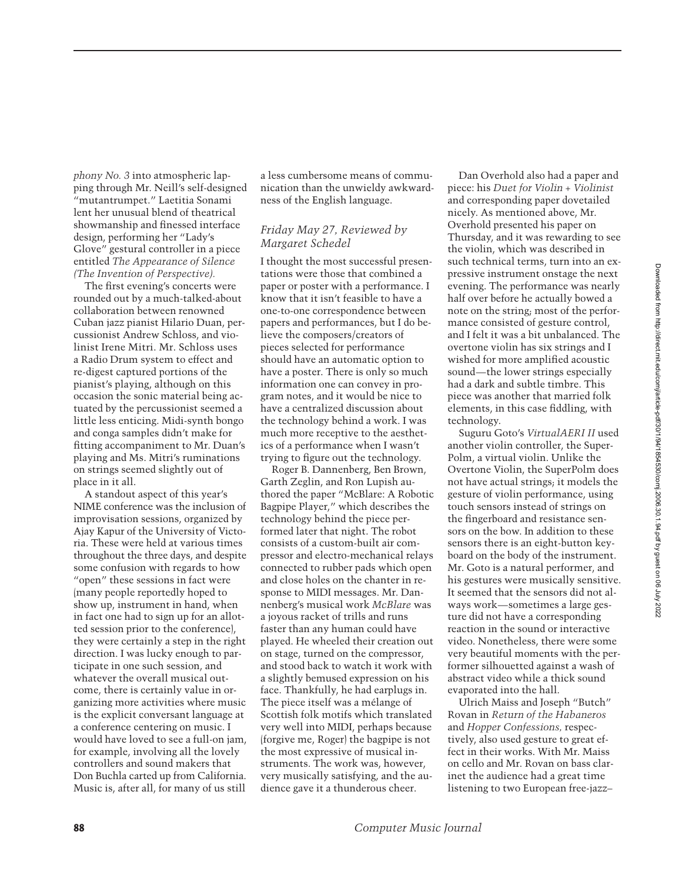*phony No. 3* into atmospheric lapping through Mr. Neill's self-designed "mutantrumpet." Laetitia Sonami lent her unusual blend of theatrical showmanship and finessed interface design, performing her "Lady's Glove" gestural controller in a piece entitled *The Appearance of Silence (The Invention of Perspective).*

The first evening's concerts were rounded out by a much-talked-about collaboration between renowned Cuban jazz pianist Hilario Duan, percussionist Andrew Schloss, and violinist Irene Mitri. Mr. Schloss uses a Radio Drum system to effect and re-digest captured portions of the pianist's playing, although on this occasion the sonic material being actuated by the percussionist seemed a little less enticing. Midi-synth bongo and conga samples didn't make for fitting accompaniment to Mr. Duan's playing and Ms. Mitri's ruminations on strings seemed slightly out of place in it all.

A standout aspect of this year's NIME conference was the inclusion of improvisation sessions, organized by Ajay Kapur of the University of Victoria. These were held at various times throughout the three days, and despite some confusion with regards to how "open" these sessions in fact were (many people reportedly hoped to show up, instrument in hand, when in fact one had to sign up for an allotted session prior to the conference), they were certainly a step in the right direction. I was lucky enough to participate in one such session, and whatever the overall musical outcome, there is certainly value in organizing more activities where music is the explicit conversant language at a conference centering on music. I would have loved to see a full-on jam, for example, involving all the lovely controllers and sound makers that Don Buchla carted up from California. Music is, after all, for many of us still a less cumbersome means of communication than the unwieldy awkwardness of the English language.

### *Friday May 27, Reviewed by Margaret Schedel*

I thought the most successful presentations were those that combined a paper or poster with a performance. I know that it isn't feasible to have a one-to-one correspondence between papers and performances, but I do believe the composers/creators of pieces selected for performance should have an automatic option to have a poster. There is only so much information one can convey in program notes, and it would be nice to have a centralized discussion about the technology behind a work. I was much more receptive to the aesthetics of a performance when I wasn't trying to figure out the technology.

Roger B. Dannenberg, Ben Brown, Garth Zeglin, and Ron Lupish authored the paper "McBlare: A Robotic Bagpipe Player," which describes the technology behind the piece performed later that night. The robot consists of a custom-built air compressor and electro-mechanical relays connected to rubber pads which open and close holes on the chanter in response to MIDI messages. Mr. Dannenberg's musical work *McBlare* was a joyous racket of trills and runs faster than any human could have played. He wheeled their creation out on stage, turned on the compressor, and stood back to watch it work with a slightly bemused expression on his face. Thankfully, he had earplugs in. The piece itself was a mélange of Scottish folk motifs which translated very well into MIDI, perhaps because (forgive me, Roger) the bagpipe is not the most expressive of musical instruments. The work was, however, very musically satisfying, and the audience gave it a thunderous cheer.

Dan Overhold also had a paper and piece: his *Duet for Violin + Violinist* and corresponding paper dovetailed nicely. As mentioned above, Mr. Overhold presented his paper on Thursday, and it was rewarding to see the violin, which was described in such technical terms, turn into an expressive instrument onstage the next evening. The performance was nearly half over before he actually bowed a note on the string; most of the performance consisted of gesture control, and I felt it was a bit unbalanced. The overtone violin has six strings and I wished for more amplified acoustic sound—the lower strings especially had a dark and subtle timbre. This piece was another that married folk elements, in this case fiddling, with technology.

Suguru Goto's *VirtualAERI II* used another violin controller, the SuperPolm, a virtual violin. Unlike the Overtone Violin, the SuperPolm does not have actual strings; it models the gesture of violin performance, using touch sensors instead of strings on the fingerboard and resistance sensors on the bow. In addition to these sensors there is an eight-button keyboard on the body of the instrument. Mr. Goto is a natural performer, and his gestures were musically sensitive. It seemed that the sensors did not always work—sometimes a large gesture did not have a corresponding reaction in the sound or interactive video. Nonetheless, there were some very beautiful moments with the performer silhouetted against a wash of abstract video while a thick sound evaporated into the hall.

Ulrich Maiss and Joseph "Butch" Rovan in *Return of the Habaneros* and *Hopper Confessions,* respectively, also used gesture to great effect in their works. With Mr. Maiss on cello and Mr. Rovan on bass clarinet the audience had a great time listening to two European free-jazz–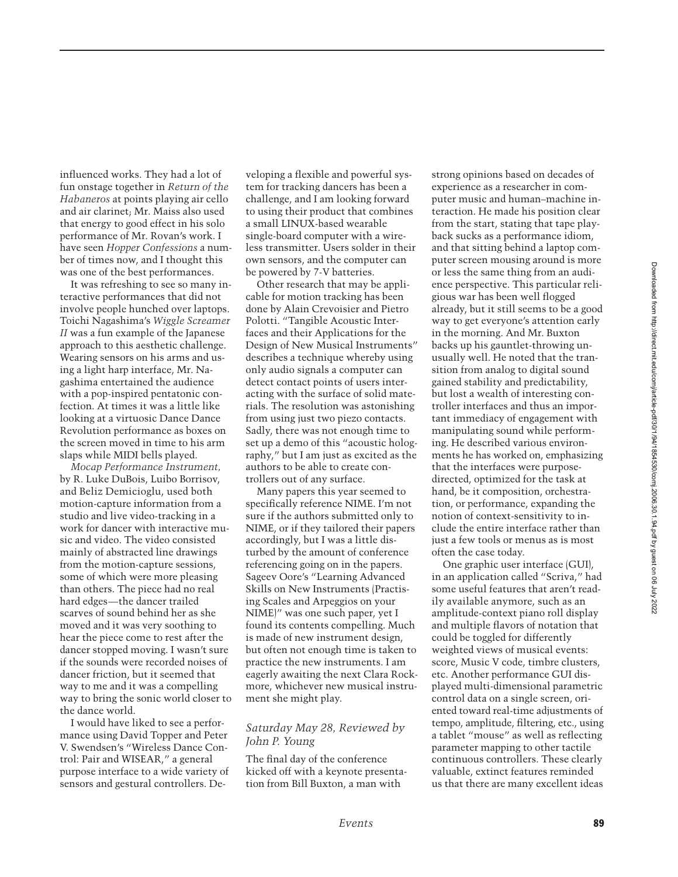influenced works. They had a lot of fun onstage together in *Return of the Habaneros* at points playing air cello and air clarinet; Mr. Maiss also used that energy to good effect in his solo performance of Mr. Rovan's work. I have seen *Hopper Confessions* a number of times now, and I thought this was one of the best performances.

It was refreshing to see so many interactive performances that did not involve people hunched over laptops. Toichi Nagashima's *Wiggle Screamer II* was a fun example of the Japanese approach to this aesthetic challenge. Wearing sensors on his arms and using a light harp interface, Mr. Nagashima entertained the audience with a pop-inspired pentatonic confection. At times it was a little like looking at a virtuosic Dance Dance Revolution performance as boxes on the screen moved in time to his arm slaps while MIDI bells played.

*Mocap Performance Instrument*, by R. Luke DuBois, Luibo Borrisov, and Beliz Demicioglu, used both motion-capture information from a studio and live video-tracking in a work for dancer with interactive music and video. The video consisted mainly of abstracted line drawings from the motion-capture sessions, some of which were more pleasing than others. The piece had no real hard edges—the dancer trailed scarves of sound behind her as she moved and it was very soothing to hear the piece come to rest after the dancer stopped moving. I wasn't sure if the sounds were recorded noises of dancer friction, but it seemed that way to me and it was a compelling way to bring the sonic world closer to the dance world.

I would have liked to see a performance using David Topper and Peter V. Swendsen's "Wireless Dance Control: Pair and WISEAR," a general purpose interface to a wide variety of sensors and gestural controllers. Developing a flexible and powerful system for tracking dancers has been a challenge, and I am looking forward to using their product that combines a small LINUX-based wearable single-board computer with a wireless transmitter. Users solder in their own sensors, and the computer can be powered by 7-V batteries.

Other research that may be applicable for motion tracking has been done by Alain Crevoisier and Pietro Polotti. "Tangible Acoustic Interfaces and their Applications for the Design of New Musical Instruments" describes a technique whereby using only audio signals a computer can detect contact points of users interacting with the surface of solid materials. The resolution was astonishing from using just two piezo contacts. Sadly, there was not enough time to set up a demo of this "acoustic holography," but I am just as excited as the authors to be able to create controllers out of any surface.

Many papers this year seemed to specifically reference NIME. I'm not sure if the authors submitted only to NIME, or if they tailored their papers accordingly, but I was a little disturbed by the amount of conference referencing going on in the papers. Sageev Oore's "Learning Advanced Skills on New Instruments (Practising Scales and Arpeggios on your NIME)" was one such paper, yet I found its contents compelling. Much is made of new instrument design, but often not enough time is taken to practice the new instruments. I am eagerly awaiting the next Clara Rockmore, whichever new musical instrument she might play.

### *Saturday May 28, Reviewed by John P. Young*

The final day of the conference kicked off with a keynote presentation from Bill Buxton, a man with strong opinions based on decades of experience as a researcher in computer music and human–machine interaction. He made his position clear from the start, stating that tape playback sucks as a performance idiom, and that sitting behind a laptop computer screen mousing around is more or less the same thing from an audience perspective. This particular religious war has been well flogged already, but it still seems to be a good way to get everyone's attention early in the morning. And Mr. Buxton backs up his gauntlet-throwing unusually well. He noted that the transition from analog to digital sound gained stability and predictability, but lost a wealth of interesting controller interfaces and thus an important immediacy of engagement with manipulating sound while performing. He described various environments he has worked on, emphasizing that the interfaces were purpose-directed, optimized for the task at hand, be it composition, orchestration, or performance, expanding the notion of context-sensitivity to include the entire interface rather than just a few tools or menus as is most often the case today.

One graphic user interface (GUI), in an application called "Scriva," had some useful features that aren't readily available anymore, such as an amplitude-context piano roll display and multiple flavors of notation that could be toggled for differently weighted views of musical events: score, Music V code, timbre clusters, etc. Another performance GUI displayed multi-dimensional parametric control data on a single screen, oriented toward real-time adjustments of tempo, amplitude, filtering, etc., using a tablet "mouse" as well as reflecting parameter mapping to other tactile continuous controllers. These clearly valuable, extinct features reminded us that there are many excellent ideas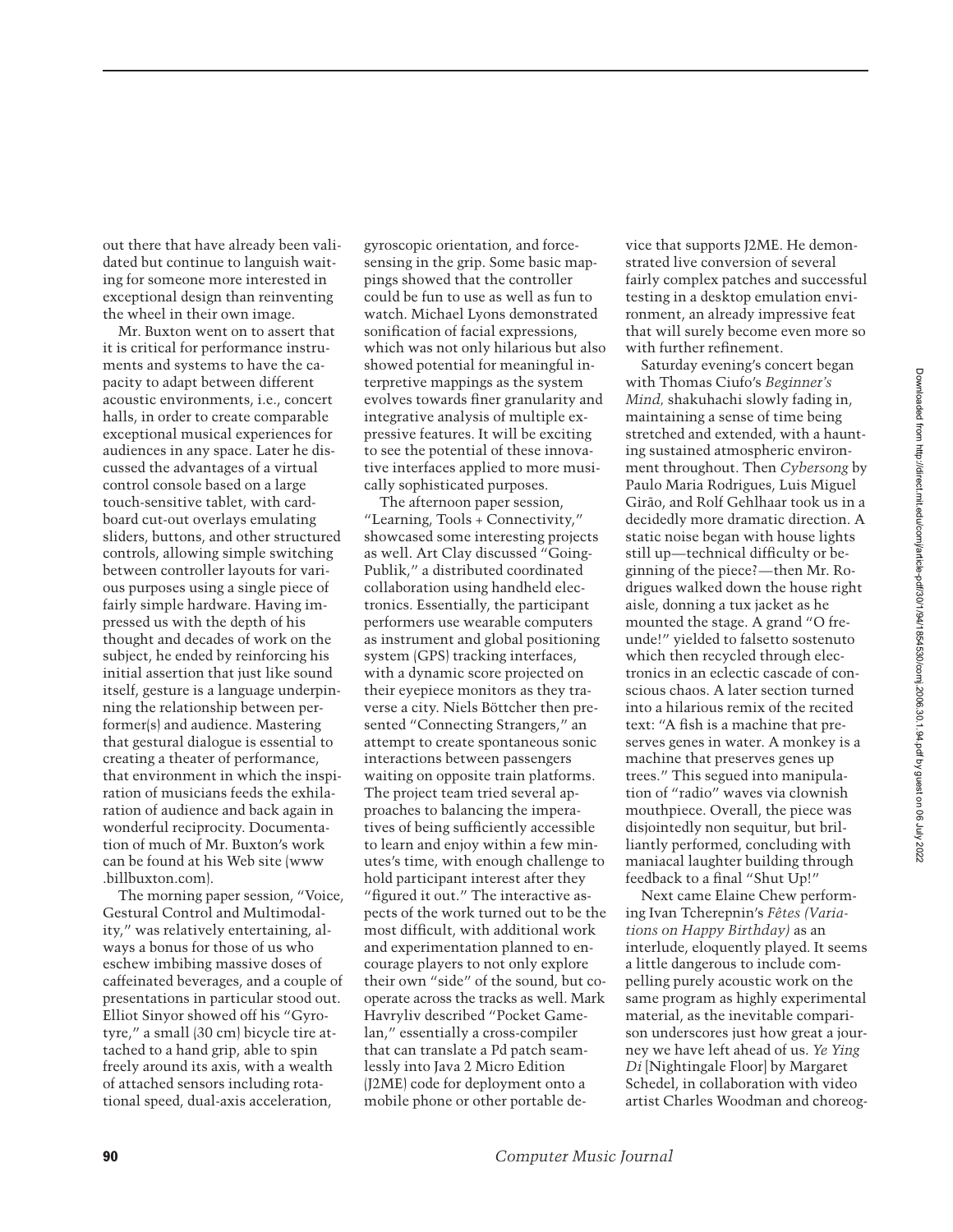out there that have already been validated but continue to languish waiting for someone more interested in exceptional design than reinventing the wheel in their own image.

Mr. Buxton went on to assert that it is critical for performance instruments and systems to have the capacity to adapt between different acoustic environments, i.e., concert halls, in order to create comparable exceptional musical experiences for audiences in any space. Later he discussed the advantages of a virtual control console based on a large touch-sensitive tablet, with cardboard cut-out overlays emulating sliders, buttons, and other structured controls, allowing simple switching between controller layouts for various purposes using a single piece of fairly simple hardware. Having impressed us with the depth of his thought and decades of work on the subject, he ended by reinforcing his initial assertion that just like sound itself, gesture is a language underpinning the relationship between performer(s) and audience. Mastering that gestural dialogue is essential to creating a theater of performance, that environment in which the inspiration of musicians feeds the exhilaration of audience and back again in wonderful reciprocity. Documentation of much of Mr. Buxton's work can be found at his Web site (www.billbuxton.com).

The morning paper session, "Voice, Gestural Control and Multimodality," was relatively entertaining, always a bonus for those of us who eschew imbibing massive doses of caffeinated beverages, and a couple of presentations in particular stood out. Elliot Sinyor showed off his "Gyrotyre," a small (30 cm) bicycle tire attached to a hand grip, able to spin freely around its axis, with a wealth of attached sensors including rotational speed, dual-axis acceleration, gyroscopic orientation, and force-sensing in the grip. Some basic mappings showed that the controller could be fun to use as well as fun to watch. Michael Lyons demonstrated sonification of facial expressions, which was not only hilarious but also showed potential for meaningful interpretive mappings as the system evolves towards finer granularity and integrative analysis of multiple expressive features. It will be exciting to see the potential of these innovative interfaces applied to more musically sophisticated purposes.

The afternoon paper session, "Learning, Tools + Connectivity," showcased some interesting projects as well. Art Clay discussed "GoingPublik," a distributed coordinated collaboration using handheld electronics. Essentially, the participant performers use wearable computers as instrument and global positioning system (GPS) tracking interfaces, with a dynamic score projected on their eyepiece monitors as they traverse a city. Niels Böttcher then presented "Connecting Strangers," an attempt to create spontaneous sonic interactions between passengers waiting on opposite train platforms. The project team tried several approaches to balancing the imperatives of being sufficiently accessible to learn and enjoy within a few minutes's time, with enough challenge to hold participant interest after they "figured it out." The interactive aspects of the work turned out to be the most difficult, with additional work and experimentation planned to encourage players to not only explore their own "side" of the sound, but cooperate across the tracks as well. Mark Havryliv described "Pocket Gamelan," essentially a cross-compiler that can translate a Pd patch seamlessly into Java 2 Micro Edition (J2ME) code for deployment onto a mobile phone or other portable device that supports J2ME. He demonstrated live conversion of several fairly complex patches and successful testing in a desktop emulation environment, an already impressive feat that will surely become even more so with further refinement.

Saturday evening's concert began with Thomas Ciufo's *Beginner's Mind,* shakuhachi slowly fading in, maintaining a sense of time being stretched and extended, with a haunting sustained atmospheric environment throughout. Then *Cybersong* by Paulo Maria Rodrigues, Luis Miguel Girão, and Rolf Gehlhaar took us in a decidedly more dramatic direction. A static noise began with house lights still up—technical difficulty or beginning of the piece?—then Mr. Rodrigues walked down the house right aisle, donning a tux jacket as he mounted the stage. A grand "O freunde!" yielded to falsetto sostenuto which then recycled through electronics in an eclectic cascade of conscious chaos. A later section turned into a hilarious remix of the recited text: "A fish is a machine that preserves genes in water. A monkey is a machine that preserves genes up trees." This segued into manipulation of "radio" waves via clownish mouthpiece. Overall, the piece was disjointedly non sequitur, but brilliantly performed, concluding with maniacal laughter building through feedback to a final "Shut Up!"

Next came Elaine Chew performing Ivan Tcherepnin's *Fêtes (Variations on Happy Birthday)* as an interlude, eloquently played. It seems a little dangerous to include compelling purely acoustic work on the same program as highly experimental material, as the inevitable comparison underscores just how great a journey we have left ahead of us. *Ye Ying Di* [Nightingale Floor] by Margaret Schedel, in collaboration with video artist Charles Woodman and choreog-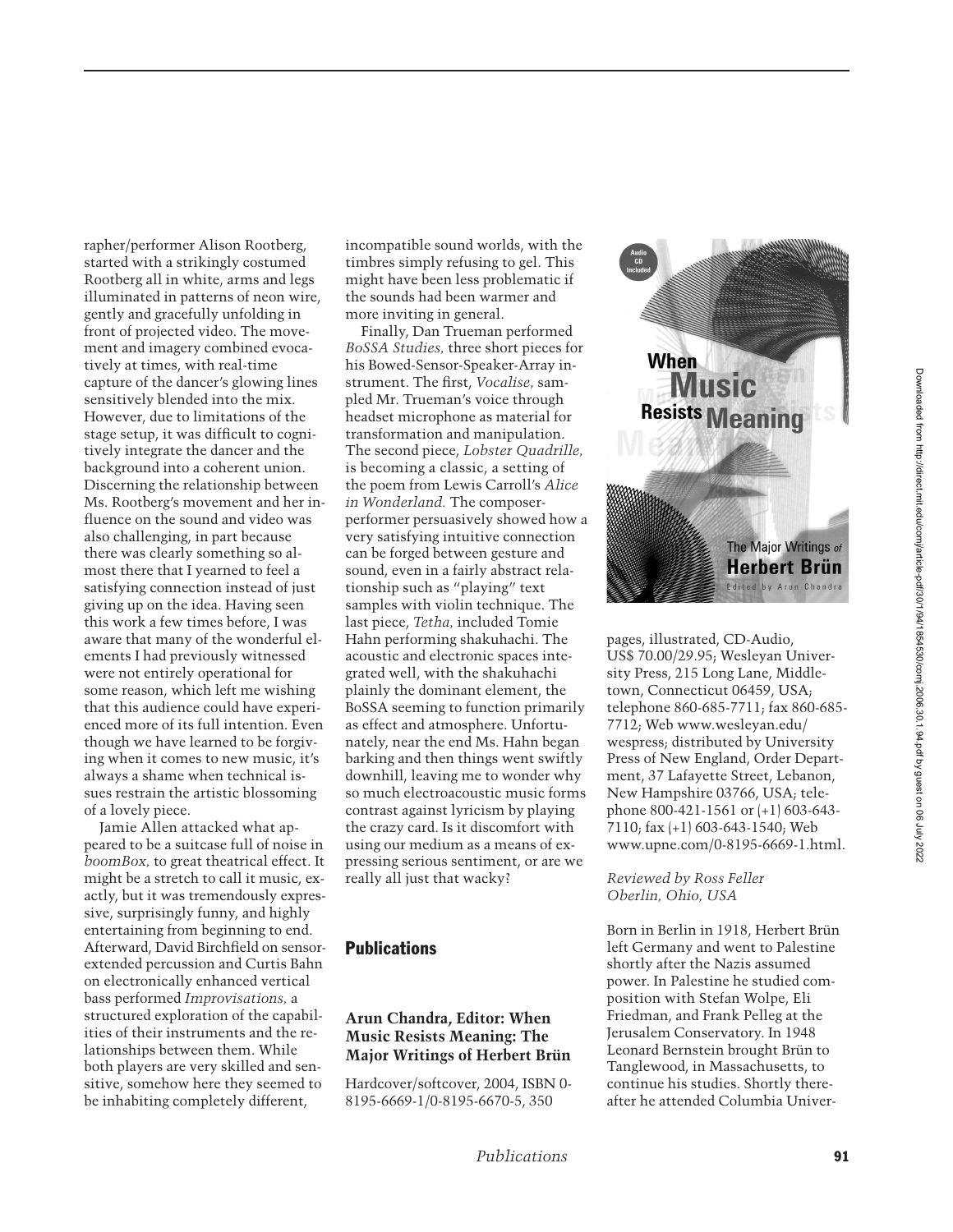rapher/performer Alison Rootberg, started with a strikingly costumed Rootberg all in white, arms and legs illuminated in patterns of neon wire, gently and gracefully unfolding in front of projected video. The movement and imagery combined evocatively at times, with real-time capture of the dancer's glowing lines sensitively blended into the mix. However, due to limitations of the stage setup, it was difficult to cognitively integrate the dancer and the background into a coherent union. Discerning the relationship between Ms. Rootberg's movement and her influence on the sound and video was also challenging, in part because there was clearly something so almost there that I yearned to feel a satisfying connection instead of just giving up on the idea. Having seen this work a few times before, I was aware that many of the wonderful elements I had previously witnessed were not entirely operational for some reason, which left me wishing that this audience could have experienced more of its full intention. Even though we have learned to be forgiving when it comes to new music, it's always a shame when technical issues restrain the artistic blossoming of a lovely piece.

Jamie Allen attacked what appeared to be a suitcase full of noise in *boomBox,* to great theatrical effect. It might be a stretch to call it music, exactly, but it was tremendously expressive, surprisingly funny, and highly entertaining from beginning to end. Afterward, David Birchfield on sensor-extended percussion and Curtis Bahn on electronically enhanced vertical bass performed *Improvisations,* a structured exploration of the capabilities of their instruments and the relationships between them. While both players are very skilled and sensitive, somehow here they seemed to be inhabiting completely different, incompatible sound worlds, with the timbres simply refusing to gel. This might have been less problematic if the sounds had been warmer and more inviting in general.

Finally, Dan Trueman performed *BoSSA Studies,* three short pieces for his Bowed-Sensor-Speaker-Array instrument. The first, *Vocalise,* sampled Mr. Trueman's voice through headset microphone as material for transformation and manipulation. The second piece, *Lobster Quadrille,* is becoming a classic, a setting of the poem from Lewis Carroll's *Alice in Wonderland.* The composer-performer persuasively showed how a very satisfying intuitive connection can be forged between gesture and sound, even in a fairly abstract relationship such as "playing" text samples with violin technique. The last piece, *Tetha,* included Tomie Hahn performing shakuhachi. The acoustic and electronic spaces integrated well, with the shakuhachi plainly the dominant element, the BoSSA seeming to function primarily as effect and atmosphere. Unfortunately, near the end Ms. Hahn began barking and then things went swiftly downhill, leaving me to wonder why so much electroacoustic music forms contrast against lyricism by playing the crazy card. Is it discomfort with using our medium as a means of expressing serious sentiment, or are we really all just that wacky?

## Publications

### Arun Chandra, Editor: When Music Resists Meaning: The Major Writings of Herbert Brün

Hardcover/softcover, 2004, ISBN 0-8195-6669-1/0-8195-6670-5, 350 pages, illustrated, CD-Audio, US$ 70.00/29.95; Wesleyan University Press, 215 Long Lane, Middletown, Connecticut 06459, USA; telephone 860-685-7711; fax 860-685-7712; Web www.wesleyan.edu/wespress; distributed by University Press of New England, Order Department, 37 Lafayette Street, Lebanon, New Hampshire 03766, USA; telephone 800-421-1561 or (+1) 603-643-7110; fax (+1) 603-643-1540; Web www.upne.com/0-8195-6669-1.html.

*Reviewed by Ross Feller*
*Oberlin, Ohio, USA*

Born in Berlin in 1918, Herbert Brün left Germany and went to Palestine shortly after the Nazis assumed power. In Palestine he studied composition with Stefan Wolpe, Eli Friedman, and Frank Pelleg at the Jerusalem Conservatory. In 1948 Leonard Bernstein brought Brün to Tanglewood, in Massachusetts, to continue his studies. Shortly thereafter he attended Columbia Univer-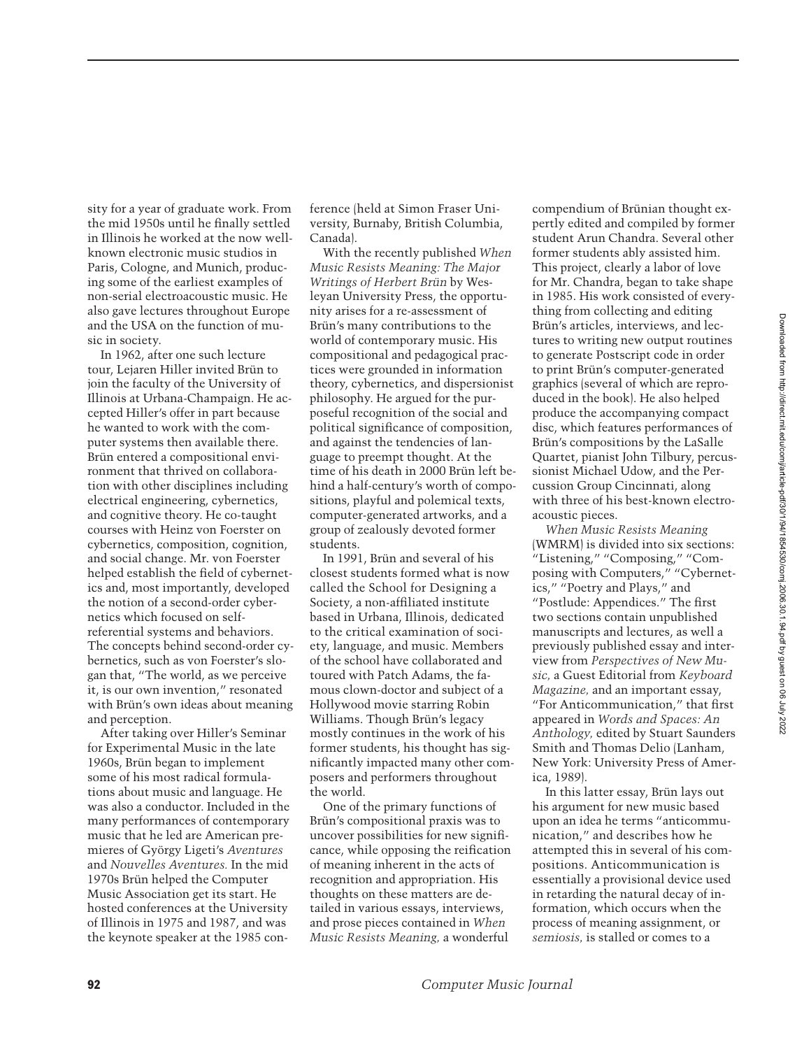sity for a year of graduate work. From the mid 1950s until he finally settled in Illinois he worked at the now well-known electronic music studios in Paris, Cologne, and Munich, producing some of the earliest examples of non-serial electroacoustic music. He also gave lectures throughout Europe and the USA on the function of music in society.

In 1962, after one such lecture tour, Lejaren Hiller invited Brün to join the faculty of the University of Illinois at Urbana-Champaign. He accepted Hiller's offer in part because he wanted to work with the computer systems then available there. Brün entered a compositional environment that thrived on collaboration with other disciplines including electrical engineering, cybernetics, and cognitive theory. He co-taught courses with Heinz von Foerster on cybernetics, composition, cognition, and social change. Mr. von Foerster helped establish the field of cybernetics and, most importantly, developed the notion of a second-order cybernetics which focused on self-referential systems and behaviors. The concepts behind second-order cybernetics, such as von Foerster's slogan that, "The world, as we perceive it, is our own invention," resonated with Brün's own ideas about meaning and perception.

After taking over Hiller's Seminar for Experimental Music in the late 1960s, Brün began to implement some of his most radical formulations about music and language. He was also a conductor. Included in the many performances of contemporary music that he led are American premieres of György Ligeti's *Aventures* and *Nouvelles Aventures.* In the mid 1970s Brün helped the Computer Music Association get its start. He hosted conferences at the University of Illinois in 1975 and 1987, and was the keynote speaker at the 1985 conference (held at Simon Fraser University, Burnaby, British Columbia, Canada).

With the recently published *When Music Resists Meaning: The Major Writings of Herbert Brün* by Wesleyan University Press, the opportunity arises for a re-assessment of Brün's many contributions to the world of contemporary music. His compositional and pedagogical practices were grounded in information theory, cybernetics, and dispersionist philosophy. He argued for the purposeful recognition of the social and political significance of composition, and against the tendencies of language to preempt thought. At the time of his death in 2000 Brün left behind a half-century's worth of compositions, playful and polemical texts, computer-generated artworks, and a group of zealously devoted former students.

In 1991, Brün and several of his closest students formed what is now called the School for Designing a Society, a non-affiliated institute based in Urbana, Illinois, dedicated to the critical examination of society, language, and music. Members of the school have collaborated and toured with Patch Adams, the famous clown-doctor and subject of a Hollywood movie starring Robin Williams. Though Brün's legacy mostly continues in the work of his former students, his thought has significantly impacted many other composers and performers throughout the world.

One of the primary functions of Brün's compositional praxis was to uncover possibilities for new significance, while opposing the reification of meaning inherent in the acts of recognition and appropriation. His thoughts on these matters are detailed in various essays, interviews, and prose pieces contained in *When Music Resists Meaning,* a wonderful compendium of Brünian thought expertly edited and compiled by former student Arun Chandra. Several other former students ably assisted him. This project, clearly a labor of love for Mr. Chandra, began to take shape in 1985. His work consisted of everything from collecting and editing Brün's articles, interviews, and lectures to writing new output routines to generate Postscript code in order to print Brün's computer-generated graphics (several of which are reproduced in the book). He also helped produce the accompanying compact disc, which features performances of Brün's compositions by the LaSalle Quartet, pianist John Tilbury, percussionist Michael Udow, and the Percussion Group Cincinnati, along with three of his best-known electroacoustic pieces.

*When Music Resists Meaning* (WMRM) is divided into six sections: "Listening," "Composing," "Composing with Computers," "Cybernetics," "Poetry and Plays," and "Postlude: Appendices." The first two sections contain unpublished manuscripts and lectures, as well a previously published essay and interview from *Perspectives of New Music,* a Guest Editorial from *Keyboard Magazine,* and an important essay, "For Anticommunication," that first appeared in *Words and Spaces: An Anthology,* edited by Stuart Saunders Smith and Thomas Delio (Lanham, New York: University Press of America, 1989).

In this latter essay, Brün lays out his argument for new music based upon an idea he terms "anticommunication," and describes how he attempted this in several of his compositions. Anticommunication is essentially a provisional device used in retarding the natural decay of information, which occurs when the process of meaning assignment, or *semiosis,* is stalled or comes to a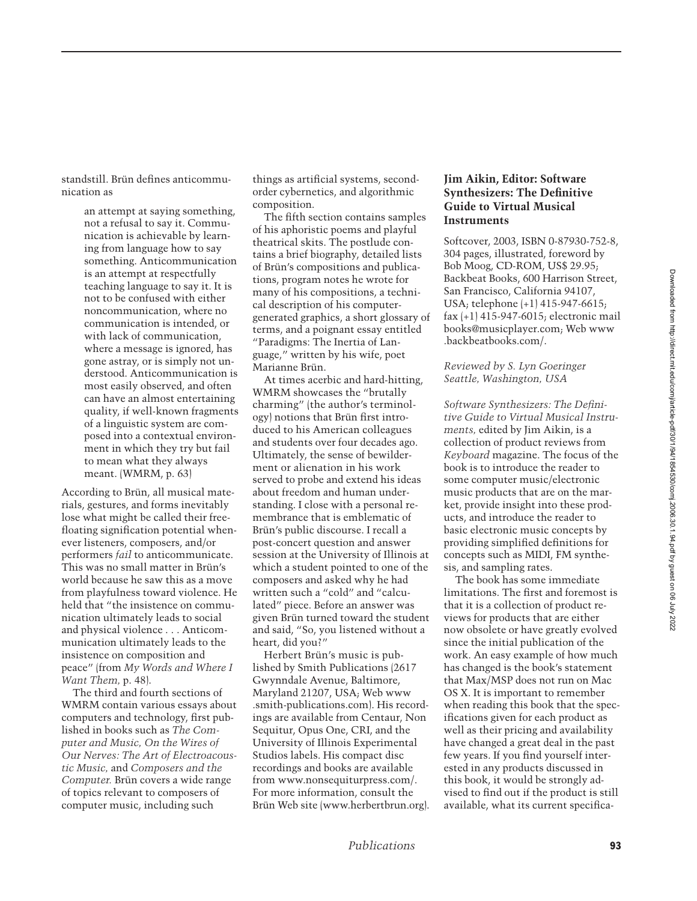standstill. Brün defines anticommunication as

> an attempt at saying something, not a refusal to say it. Communication is achievable by learning from language how to say something. Anticommunication is an attempt at respectfully teaching language to say it. It is not to be confused with either noncommunication, where no communication is intended, or with lack of communication, where a message is ignored, has gone astray, or is simply not understood. Anticommunication is most easily observed, and often can have an almost entertaining quality, if well-known fragments of a linguistic system are composed into a contextual environment in which they try but fail to mean what they always meant. (WMRM, p. 63)

According to Brün, all musical materials, gestures, and forms inevitably lose what might be called their free-floating signification potential whenever listeners, composers, and/or performers *fail* to anticommunicate. This was no small matter in Brün's world because he saw this as a move from playfulness toward violence. He held that "the insistence on communication ultimately leads to social and physical violence . . . Anticommunication ultimately leads to the insistence on composition and peace" (from *My Words and Where I Want Them,* p. 48).

The third and fourth sections of WMRM contain various essays about computers and technology, first published in books such as *The Computer and Music, On the Wires of Our Nerves: The Art of Electroacoustic Music,* and *Composers and the Computer.* Brün covers a wide range of topics relevant to composers of computer music, including such things as artificial systems, second-order cybernetics, and algorithmic composition.

The fifth section contains samples of his aphoristic poems and playful theatrical skits. The postlude contains a brief biography, detailed lists of Brün's compositions and publications, program notes he wrote for many of his compositions, a technical description of his computer-generated graphics, a short glossary of terms, and a poignant essay entitled "Paradigms: The Inertia of Language," written by his wife, poet Marianne Brün.

At times acerbic and hard-hitting, WMRM showcases the "brutally charming" (the author's terminology) notions that Brün first introduced to his American colleagues and students over four decades ago. Ultimately, the sense of bewilderment or alienation in his work served to probe and extend his ideas about freedom and human understanding. I close with a personal remembrance that is emblematic of Brün's public discourse. I recall a post-concert question and answer session at the University of Illinois at which a student pointed to one of the composers and asked why he had written such a "cold" and "calculated" piece. Before an answer was given Brün turned toward the student and said, "So, you listened without a heart, did you?"

Herbert Brün's music is published by Smith Publications (2617 Gwynndale Avenue, Baltimore, Maryland 21207, USA; Web www.smith-publications.com). His recordings are available from Centaur, Non Sequitur, Opus One, CRI, and the University of Illinois Experimental Studios labels. His compact disc recordings and books are available from www.nonsequiturpress.com/. For more information, consult the Brün Web site (www.herbertbrun.org).

### Jim Aikin, Editor: Software Synthesizers: The Definitive Guide to Virtual Musical Instruments

Softcover, 2003, ISBN 0-87930-752-8, 304 pages, illustrated, foreword by Bob Moog, CD-ROM, US$ 29.95; Backbeat Books, 600 Harrison Street, San Francisco, California 94107, USA; telephone (+1) 415-947-6615; fax (+1) 415-947-6015; electronic mail books@musicplayer.com; Web www.backbeatbooks.com/.

*Reviewed by S. Lyn Goeringer Seattle, Washington, USA*

*Software Synthesizers: The Definitive Guide to Virtual Musical Instruments,* edited by Jim Aikin, is a collection of product reviews from *Keyboard* magazine. The focus of the book is to introduce the reader to some computer music/electronic music products that are on the market, provide insight into these products, and introduce the reader to basic electronic music concepts by providing simplified definitions for concepts such as MIDI, FM synthesis, and sampling rates.

The book has some immediate limitations. The first and foremost is that it is a collection of product reviews for products that are either now obsolete or have greatly evolved since the initial publication of the work. An easy example of how much has changed is the book's statement that Max/MSP does not run on Mac OS X. It is important to remember when reading this book that the specifications given for each product as well as their pricing and availability have changed a great deal in the past few years. If you find yourself interested in any products discussed in this book, it would be strongly advised to find out if the product is still available, what its current specifica-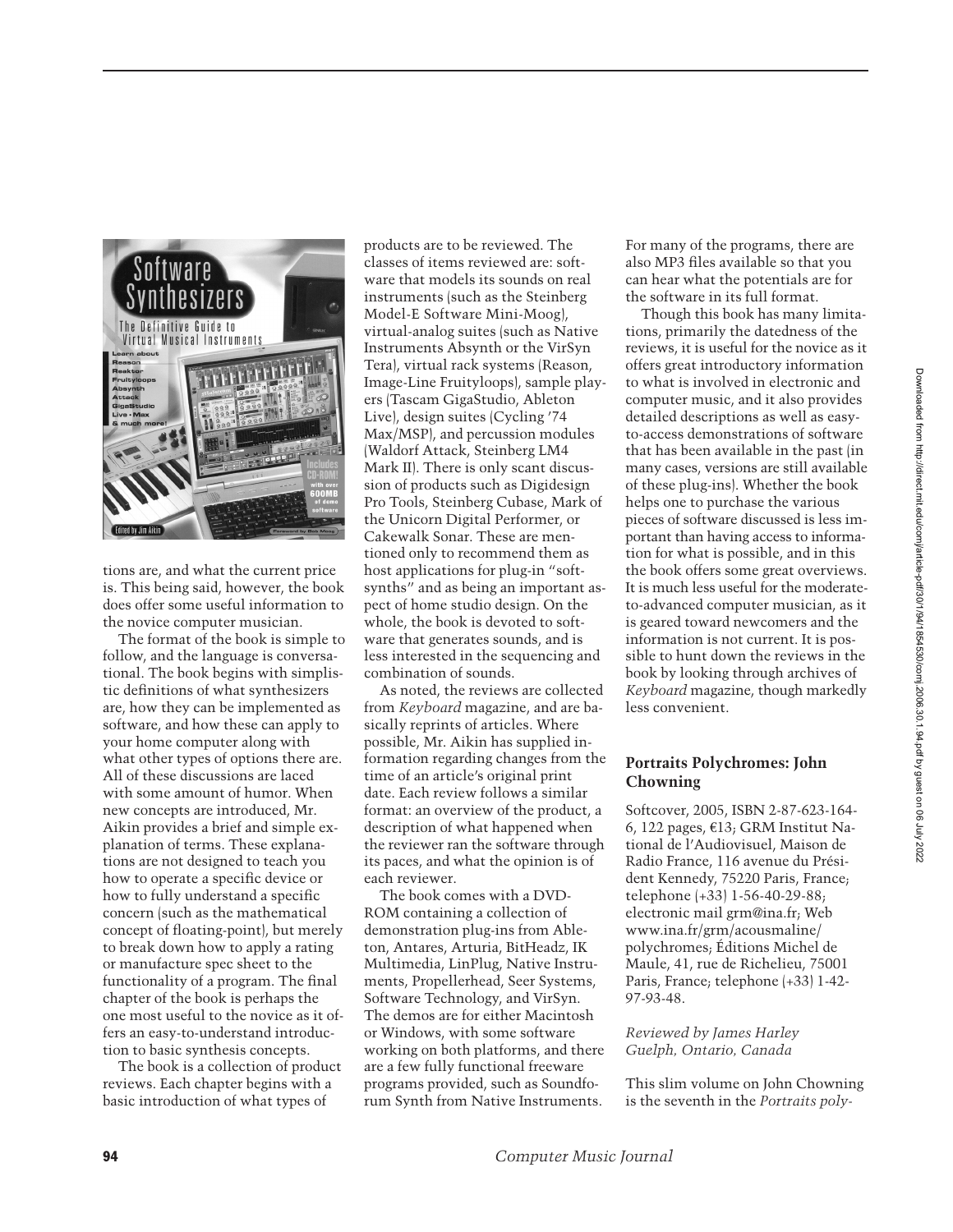tions are, and what the current price is. This being said, however, the book does offer some useful information to the novice computer musician.

The format of the book is simple to follow, and the language is conversational. The book begins with simplistic definitions of what synthesizers are, how they can be implemented as software, and how these can apply to your home computer along with what other types of options there are. All of these discussions are laced with some amount of humor. When new concepts are introduced, Mr. Aikin provides a brief and simple explanation of terms. These explanations are not designed to teach you how to operate a specific device or how to fully understand a specific concern (such as the mathematical concept of floating-point), but merely to break down how to apply a rating or manufacture spec sheet to the functionality of a program. The final chapter of the book is perhaps the one most useful to the novice as it offers an easy-to-understand introduction to basic synthesis concepts.

The book is a collection of product reviews. Each chapter begins with a basic introduction of what types of products are to be reviewed. The classes of items reviewed are: software that models its sounds on real instruments (such as the Steinberg Model-E Software Mini-Moog), virtual-analog suites (such as Native Instruments Absynth or the VirSyn Tera), virtual rack systems (Reason, Image-Line Fruityloops), sample players (Tascam GigaStudio, Ableton Live), design suites (Cycling '74 Max/MSP), and percussion modules (Waldorf Attack, Steinberg LM4 Mark II). There is only scant discussion of products such as Digidesign Pro Tools, Steinberg Cubase, Mark of the Unicorn Digital Performer, or Cakewalk Sonar. These are mentioned only to recommend them as host applications for plug-in "softsynths" and as being an important aspect of home studio design. On the whole, the book is devoted to software that generates sounds, and is less interested in the sequencing and combination of sounds.

As noted, the reviews are collected from *Keyboard* magazine, and are basically reprints of articles. Where possible, Mr. Aikin has supplied information regarding changes from the time of an article's original print date. Each review follows a similar format: an overview of the product, a description of what happened when the reviewer ran the software through its paces, and what the opinion is of each reviewer.

The book comes with a DVD-ROM containing a collection of demonstration plug-ins from Ableton, Antares, Arturia, BitHeadz, IK Multimedia, LinPlug, Native Instruments, Propellerhead, Seer Systems, Software Technology, and VirSyn. The demos are for either Macintosh or Windows, with some software working on both platforms, and there are a few fully functional freeware programs provided, such as Soundforum Synth from Native Instruments. For many of the programs, there are also MP3 files available so that you can hear what the potentials are for the software in its full format.

Though this book has many limitations, primarily the datedness of the reviews, it is useful for the novice as it offers great introductory information to what is involved in electronic and computer music, and it also provides detailed descriptions as well as easy-to-access demonstrations of software that has been available in the past (in many cases, versions are still available of these plug-ins). Whether the book helps one to purchase the various pieces of software discussed is less important than having access to information for what is possible, and in this the book offers some great overviews. It is much less useful for the moderate-to-advanced computer musician, as it is geared toward newcomers and the information is not current. It is possible to hunt down the reviews in the book by looking through archives of *Keyboard* magazine, though markedly less convenient.

### Portraits Polychromes: John Chowning

Softcover, 2005, ISBN 2-87-623-164-6, 122 pages, €13; GRM Institut National de l'Audiovisuel, Maison de Radio France, 116 avenue du Président Kennedy, 75220 Paris, France; telephone (+33) 1-56-40-29-88; electronic mail grm@ina.fr; Web www.ina.fr/grm/acousmaline/polychromes; Éditions Michel de Maule, 41, rue de Richelieu, 75001 Paris, France; telephone (+33) 1-42-97-93-48.

*Reviewed by James Harley*
*Guelph, Ontario, Canada*

This slim volume on John Chowning is the seventh in the *Portraits poly-*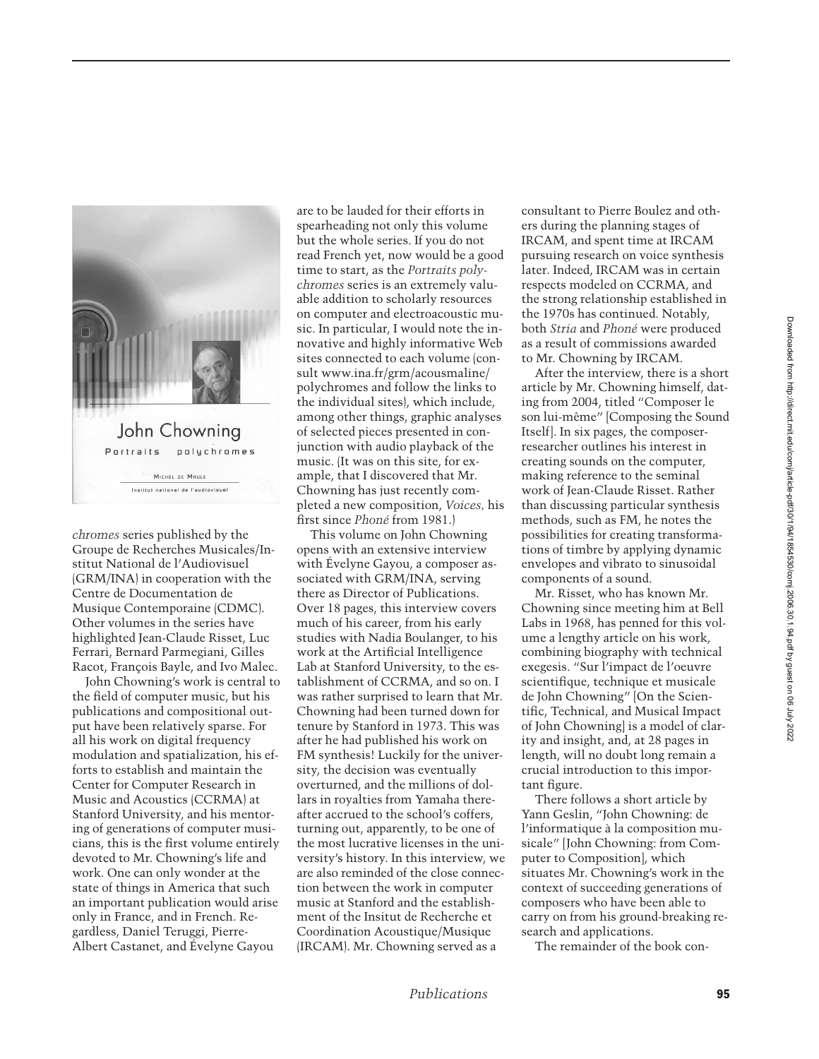*chromes* series published by the Groupe de Recherches Musicales/Institut National de l'Audiovisuel (GRM/INA) in cooperation with the Centre de Documentation de Musique Contemporaine (CDMC). Other volumes in the series have highlighted Jean-Claude Risset, Luc Ferrari, Bernard Parmegiani, Gilles Racot, François Bayle, and Ivo Malec.

John Chowning's work is central to the field of computer music, but his publications and compositional output have been relatively sparse. For all his work on digital frequency modulation and spatialization, his efforts to establish and maintain the Center for Computer Research in Music and Acoustics (CCRMA) at Stanford University, and his mentoring of generations of computer musicians, this is the first volume entirely devoted to Mr. Chowning's life and work. One can only wonder at the state of things in America that such an important publication would arise only in France, and in French. Regardless, Daniel Teruggi, Pierre-Albert Castanet, and Évelyne Gayou are to be lauded for their efforts in spearheading not only this volume but the whole series. If you do not read French yet, now would be a good time to start, as the *Portraits polychromes* series is an extremely valuable addition to scholarly resources on computer and electroacoustic music. In particular, I would note the innovative and highly informative Web sites connected to each volume (consult www.ina.fr/grm/acousmaline/polychromes and follow the links to the individual sites), which include, among other things, graphic analyses of selected pieces presented in conjunction with audio playback of the music. (It was on this site, for example, that I discovered that Mr. Chowning has just recently completed a new composition, *Voices*, his first since *Phoné* from 1981.)

This volume on John Chowning opens with an extensive interview with Évelyne Gayou, a composer associated with GRM/INA, serving there as Director of Publications. Over 18 pages, this interview covers much of his career, from his early studies with Nadia Boulanger, to his work at the Artificial Intelligence Lab at Stanford University, to the establishment of CCRMA, and so on. I was rather surprised to learn that Mr. Chowning had been turned down for tenure by Stanford in 1973. This was after he had published his work on FM synthesis! Luckily for the university, the decision was eventually overturned, and the millions of dollars in royalties from Yamaha thereafter accrued to the school's coffers, turning out, apparently, to be one of the most lucrative licenses in the university's history. In this interview, we are also reminded of the close connection between the work in computer music at Stanford and the establishment of the Insitut de Recherche et Coordination Acoustique/Musique (IRCAM). Mr. Chowning served as a consultant to Pierre Boulez and others during the planning stages of IRCAM, and spent time at IRCAM pursuing research on voice synthesis later. Indeed, IRCAM was in certain respects modeled on CCRMA, and the strong relationship established in the 1970s has continued. Notably, both *Stria* and *Phoné* were produced as a result of commissions awarded to Mr. Chowning by IRCAM.

After the interview, there is a short article by Mr. Chowning himself, dating from 2004, titled "Composer le son lui-même" [Composing the Sound Itself]. In six pages, the composer-researcher outlines his interest in creating sounds on the computer, making reference to the seminal work of Jean-Claude Risset. Rather than discussing particular synthesis methods, such as FM, he notes the possibilities for creating transformations of timbre by applying dynamic envelopes and vibrato to sinusoidal components of a sound.

Mr. Risset, who has known Mr. Chowning since meeting him at Bell Labs in 1968, has penned for this volume a lengthy article on his work, combining biography with technical exegesis. "Sur l'impact de l'oeuvre scientifique, technique et musicale de John Chowning" [On the Scientific, Technical, and Musical Impact of John Chowning] is a model of clarity and insight, and, at 28 pages in length, will no doubt long remain a crucial introduction to this important figure.

There follows a short article by Yann Geslin, "John Chowning: de l'informatique à la composition musicale" [John Chowning: from Computer to Composition], which situates Mr. Chowning's work in the context of succeeding generations of composers who have been able to carry on from his ground-breaking research and applications.

The remainder of the book con-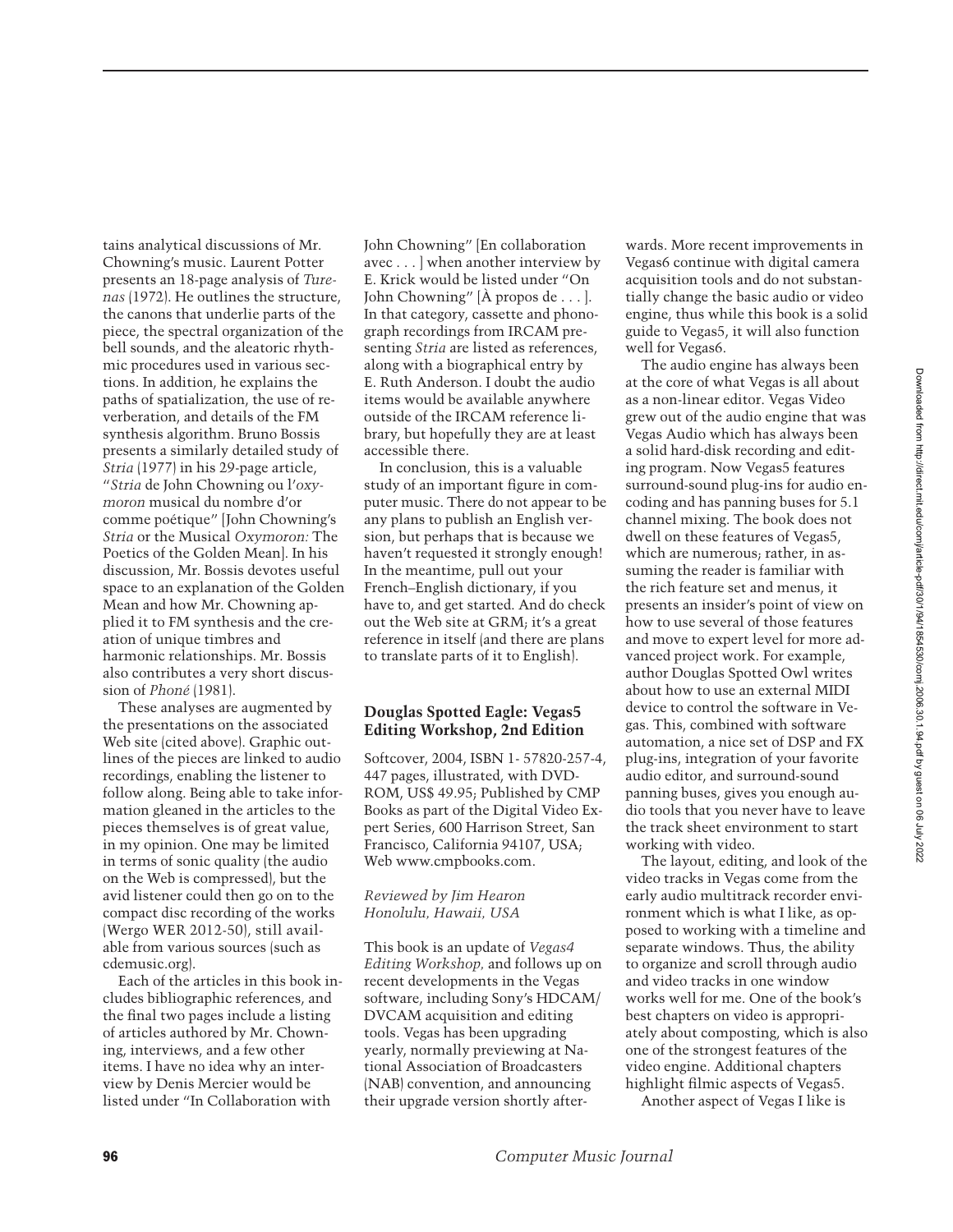tains analytical discussions of Mr. Chowning's music. Laurent Potter presents an 18-page analysis of *Turenas* (1972). He outlines the structure, the canons that underlie parts of the piece, the spectral organization of the bell sounds, and the aleatoric rhythmic procedures used in various sections. In addition, he explains the paths of spatialization, the use of reverberation, and details of the FM synthesis algorithm. Bruno Bossis presents a similarly detailed study of *Stria* (1977) in his 29-page article, "*Stria* de John Chowning ou l'*oxymoron* musical du nombre d'or comme poétique" [John Chowning's *Stria* or the Musical *Oxymoron:* The Poetics of the Golden Mean]. In his discussion, Mr. Bossis devotes useful space to an explanation of the Golden Mean and how Mr. Chowning applied it to FM synthesis and the creation of unique timbres and harmonic relationships. Mr. Bossis also contributes a very short discussion of *Phoné* (1981).

These analyses are augmented by the presentations on the associated Web site (cited above). Graphic outlines of the pieces are linked to audio recordings, enabling the listener to follow along. Being able to take information gleaned in the articles to the pieces themselves is of great value, in my opinion. One may be limited in terms of sonic quality (the audio on the Web is compressed), but the avid listener could then go on to the compact disc recording of the works (Wergo WER 2012-50), still available from various sources (such as cdemusic.org).

Each of the articles in this book includes bibliographic references, and the final two pages include a listing of articles authored by Mr. Chowning, interviews, and a few other items. I have no idea why an interview by Denis Mercier would be listed under "In Collaboration with John Chowning" [En collaboration avec . . . ] when another interview by E. Krick would be listed under "On John Chowning" [À propos de . . . ]. In that category, cassette and phonograph recordings from IRCAM presenting *Stria* are listed as references, along with a biographical entry by E. Ruth Anderson. I doubt the audio items would be available anywhere outside of the IRCAM reference library, but hopefully they are at least accessible there.

In conclusion, this is a valuable study of an important figure in computer music. There do not appear to be any plans to publish an English version, but perhaps that is because we haven't requested it strongly enough! In the meantime, pull out your French–English dictionary, if you have to, and get started. And do check out the Web site at GRM; it's a great reference in itself (and there are plans to translate parts of it to English).

### Douglas Spotted Eagle: Vegas5 Editing Workshop, 2nd Edition

Softcover, 2004, ISBN 1- 57820-257-4, 447 pages, illustrated, with DVD-ROM, US$ 49.95; Published by CMP Books as part of the Digital Video Expert Series, 600 Harrison Street, San Francisco, California 94107, USA; Web www.cmpbooks.com.

*Reviewed by Jim Hearon*
*Honolulu, Hawaii, USA*

This book is an update of *Vegas4 Editing Workshop,* and follows up on recent developments in the Vegas software, including Sony's HDCAM/DVCAM acquisition and editing tools. Vegas has been upgrading yearly, normally previewing at National Association of Broadcasters (NAB) convention, and announcing their upgrade version shortly afterwards. More recent improvements in Vegas6 continue with digital camera acquisition tools and do not substantially change the basic audio or video engine, thus while this book is a solid guide to Vegas5, it will also function well for Vegas6.

The audio engine has always been at the core of what Vegas is all about as a non-linear editor. Vegas Video grew out of the audio engine that was Vegas Audio which has always been a solid hard-disk recording and editing program. Now Vegas5 features surround-sound plug-ins for audio encoding and has panning buses for 5.1 channel mixing. The book does not dwell on these features of Vegas5, which are numerous; rather, in assuming the reader is familiar with the rich feature set and menus, it presents an insider's point of view on how to use several of those features and move to expert level for more advanced project work. For example, author Douglas Spotted Owl writes about how to use an external MIDI device to control the software in Vegas. This, combined with software automation, a nice set of DSP and FX plug-ins, integration of your favorite audio editor, and surround-sound panning buses, gives you enough audio tools that you never have to leave the track sheet environment to start working with video.

The layout, editing, and look of the video tracks in Vegas come from the early audio multitrack recorder environment which is what I like, as opposed to working with a timeline and separate windows. Thus, the ability to organize and scroll through audio and video tracks in one window works well for me. One of the book's best chapters on video is appropriately about composting, which is also one of the strongest features of the video engine. Additional chapters highlight filmic aspects of Vegas5.

Another aspect of Vegas I like is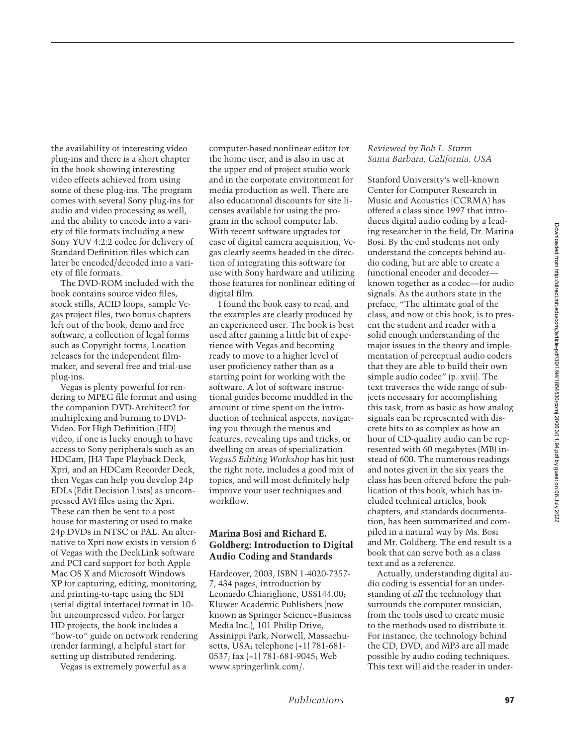the availability of interesting video plug-ins and there is a short chapter in the book showing interesting video effects achieved from using some of these plug-ins. The program comes with several Sony plug-ins for audio and video processing as well, and the ability to encode into a variety of file formats including a new Sony YUV 4:2:2 codec for delivery of Standard Definition files which can later be encoded/decoded into a variety of file formats.

The DVD-ROM included with the book contains source video files, stock stills, ACID loops, sample Vegas project files, two bonus chapters left out of the book, demo and free software, a collection of legal forms such as Copyright forms, Location releases for the independent filmmaker, and several free and trial-use plug-ins.

Vegas is plenty powerful for rendering to MPEG file format and using the companion DVD-Architect2 for multiplexing and burning to DVD-Video. For High Definition (HD) video, if one is lucky enough to have access to Sony peripherals such as an HDCam, JH3 Tape Playback Deck, Xpri, and an HDCam Recorder Deck, then Vegas can help you develop 24p EDLs (Edit Decision Lists) as uncompressed AVI files using the Xpri. These can then be sent to a post house for mastering or used to make 24p DVDs in NTSC or PAL. An alternative to Xpri now exists in version 6 of Vegas with the DeckLink software and PCI card support for both Apple Mac OS X and Microsoft Windows XP for capturing, editing, monitoring, and printing-to-tape using the SDI (serial digital interface) format in 10-bit uncompressed video. For larger HD projects, the book includes a "how-to" guide on network rendering (render farming), a helpful start for setting up distributed rendering.

Vegas is extremely powerful as a computer-based nonlinear editor for the home user, and is also in use at the upper end of project studio work and in the corporate environment for media production as well. There are also educational discounts for site licenses available for using the program in the school computer lab. With recent software upgrades for ease of digital camera acquisition, Vegas clearly seems headed in the direction of integrating this software for use with Sony hardware and utilizing those features for nonlinear editing of digital film.

I found the book easy to read, and the examples are clearly produced by an experienced user. The book is best used after gaining a little bit of experience with Vegas and becoming ready to move to a higher level of user proficiency rather than as a starting point for working with the software. A lot of software instructional guides become muddled in the amount of time spent on the introduction of technical aspects, navigating you through the menus and features, revealing tips and tricks, or dwelling on areas of specialization. *Vegas5 Editing Workshop* has hit just the right note, includes a good mix of topics, and will most definitely help improve your user techniques and workflow.

## Marina Bosi and Richard E. Goldberg: Introduction to Digital Audio Coding and Standards

Hardcover, 2003, ISBN 1-4020-7357-7, 434 pages, introduction by Leonardo Chiariglione, US$144.00; Kluwer Academic Publishers (now known as Springer Science+Business Media Inc.), 101 Philip Drive, Assinippi Park, Norwell, Massachusetts, USA; telephone (+1) 781-681-0537; fax (+1) 781-681-9045; Web www.springerlink.com/.

*Reviewed by Bob L. Sturm*
*Santa Barbara, California, USA*

Stanford University's well-known Center for Computer Research in Music and Acoustics (CCRMA) has offered a class since 1997 that introduces digital audio coding by a leading researcher in the field, Dr. Marina Bosi. By the end students not only understand the concepts behind audio coding, but are able to create a functional encoder and decoder—known together as a codec—for audio signals. As the authors state in the preface, "The ultimate goal of the class, and now of this book, is to present the student and reader with a solid enough understanding of the major issues in the theory and implementation of perceptual audio coders that they are able to build their own simple audio codec" (p. xvii). The text traverses the wide range of subjects necessary for accomplishing this task, from as basic as how analog signals can be represented with discrete bits to as complex as how an hour of CD-quality audio can be represented with 60 megabytes (MB) instead of 600. The numerous readings and notes given in the six years the class has been offered before the publication of this book, which has included technical articles, book chapters, and standards documentation, has been summarized and compiled in a natural way by Ms. Bosi and Mr. Goldberg. The end result is a book that can serve both as a class text and as a reference.

Actually, understanding digital audio coding is essential for an understanding of *all* the technology that surrounds the computer musician, from the tools used to create music to the methods used to distribute it. For instance, the technology behind the CD, DVD, and MP3 are all made possible by audio coding techniques. This text will aid the reader in under-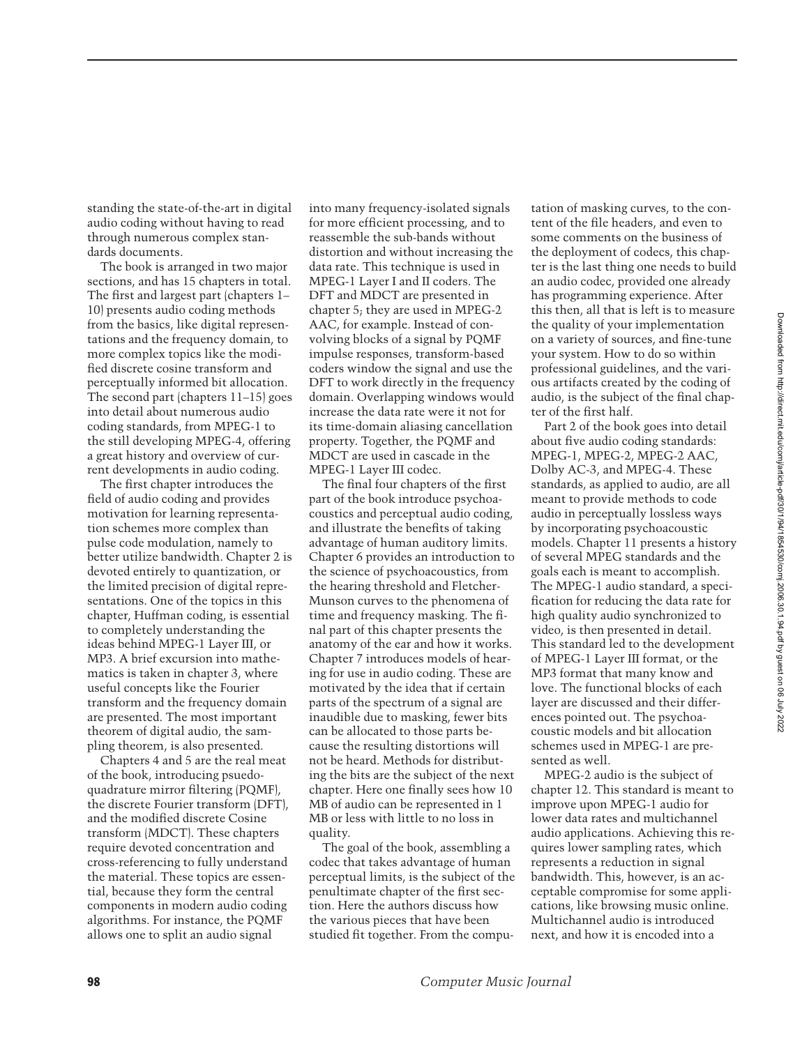standing the state-of-the-art in digital audio coding without having to read through numerous complex standards documents.

The book is arranged in two major sections, and has 15 chapters in total. The first and largest part (chapters 1–10) presents audio coding methods from the basics, like digital representations and the frequency domain, to more complex topics like the modified discrete cosine transform and perceptually informed bit allocation. The second part (chapters 11–15) goes into detail about numerous audio coding standards, from MPEG-1 to the still developing MPEG-4, offering a great history and overview of current developments in audio coding.

The first chapter introduces the field of audio coding and provides motivation for learning representation schemes more complex than pulse code modulation, namely to better utilize bandwidth. Chapter 2 is devoted entirely to quantization, or the limited precision of digital representations. One of the topics in this chapter, Huffman coding, is essential to completely understanding the ideas behind MPEG-1 Layer III, or MP3. A brief excursion into mathematics is taken in chapter 3, where useful concepts like the Fourier transform and the frequency domain are presented. The most important theorem of digital audio, the sampling theorem, is also presented.

Chapters 4 and 5 are the real meat of the book, introducing psuedo-quadrature mirror filtering (PQMF), the discrete Fourier transform (DFT), and the modified discrete Cosine transform (MDCT). These chapters require devoted concentration and cross-referencing to fully understand the material. These topics are essential, because they form the central components in modern audio coding algorithms. For instance, the PQMF allows one to split an audio signal into many frequency-isolated signals for more efficient processing, and to reassemble the sub-bands without distortion and without increasing the data rate. This technique is used in MPEG-1 Layer I and II coders. The DFT and MDCT are presented in chapter 5; they are used in MPEG-2 AAC, for example. Instead of convolving blocks of a signal by PQMF impulse responses, transform-based coders window the signal and use the DFT to work directly in the frequency domain. Overlapping windows would increase the data rate were it not for its time-domain aliasing cancellation property. Together, the PQMF and MDCT are used in cascade in the MPEG-1 Layer III codec.

The final four chapters of the first part of the book introduce psychoacoustics and perceptual audio coding, and illustrate the benefits of taking advantage of human auditory limits. Chapter 6 provides an introduction to the science of psychoacoustics, from the hearing threshold and Fletcher-Munson curves to the phenomena of time and frequency masking. The final part of this chapter presents the anatomy of the ear and how it works. Chapter 7 introduces models of hearing for use in audio coding. These are motivated by the idea that if certain parts of the spectrum of a signal are inaudible due to masking, fewer bits can be allocated to those parts because the resulting distortions will not be heard. Methods for distributing the bits are the subject of the next chapter. Here one finally sees how 10 MB of audio can be represented in 1 MB or less with little to no loss in quality.

The goal of the book, assembling a codec that takes advantage of human perceptual limits, is the subject of the penultimate chapter of the first section. Here the authors discuss how the various pieces that have been studied fit together. From the computation of masking curves, to the content of the file headers, and even to some comments on the business of the deployment of codecs, this chapter is the last thing one needs to build an audio codec, provided one already has programming experience. After this then, all that is left is to measure the quality of your implementation on a variety of sources, and fine-tune your system. How to do so within professional guidelines, and the various artifacts created by the coding of audio, is the subject of the final chapter of the first half.

Part 2 of the book goes into detail about five audio coding standards: MPEG-1, MPEG-2, MPEG-2 AAC, Dolby AC-3, and MPEG-4. These standards, as applied to audio, are all meant to provide methods to code audio in perceptually lossless ways by incorporating psychoacoustic models. Chapter 11 presents a history of several MPEG standards and the goals each is meant to accomplish. The MPEG-1 audio standard, a specification for reducing the data rate for high quality audio synchronized to video, is then presented in detail. This standard led to the development of MPEG-1 Layer III format, or the MP3 format that many know and love. The functional blocks of each layer are discussed and their differences pointed out. The psychoacoustic models and bit allocation schemes used in MPEG-1 are presented as well.

MPEG-2 audio is the subject of chapter 12. This standard is meant to improve upon MPEG-1 audio for lower data rates and multichannel audio applications. Achieving this requires lower sampling rates, which represents a reduction in signal bandwidth. This, however, is an acceptable compromise for some applications, like browsing music online. Multichannel audio is introduced next, and how it is encoded into a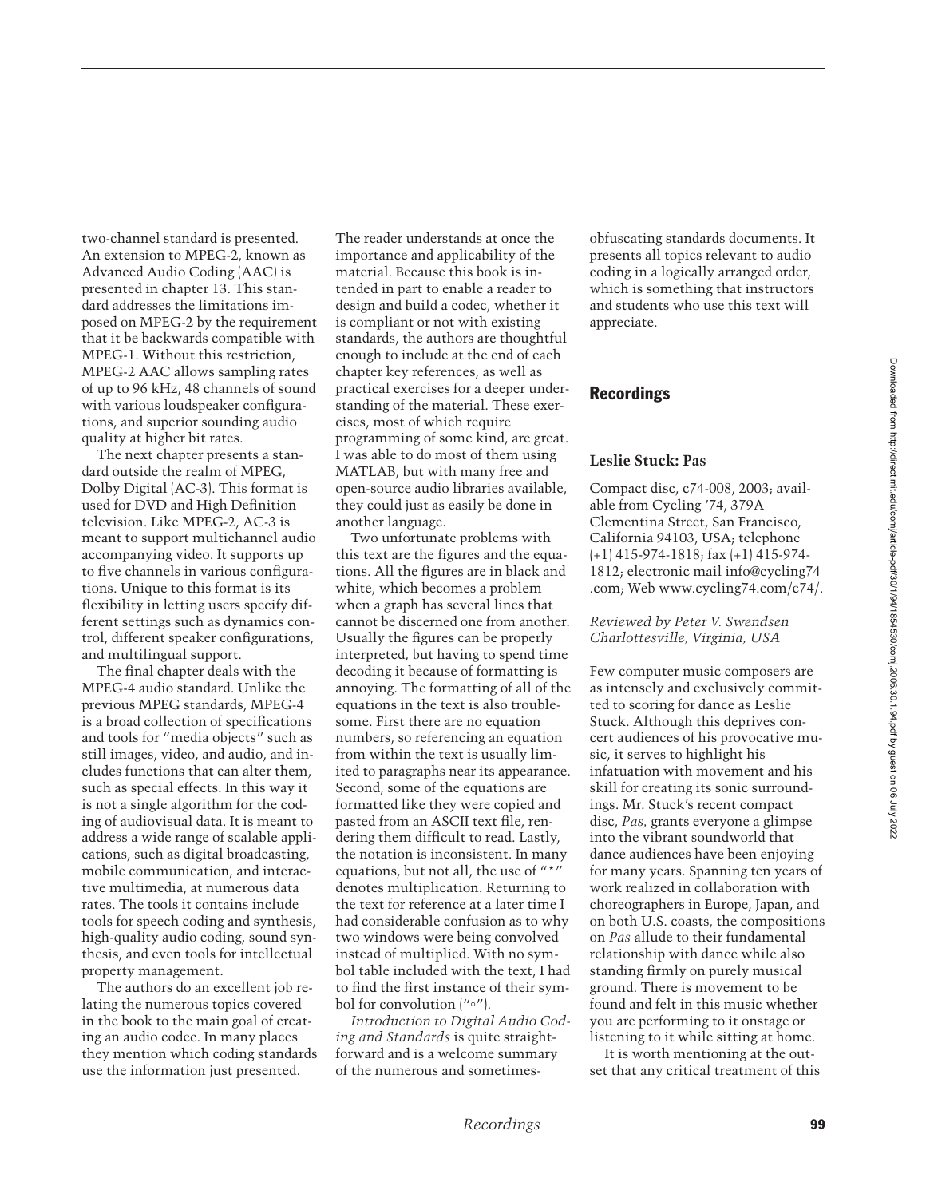two-channel standard is presented. An extension to MPEG-2, known as Advanced Audio Coding (AAC) is presented in chapter 13. This standard addresses the limitations imposed on MPEG-2 by the requirement that it be backwards compatible with MPEG-1. Without this restriction, MPEG-2 AAC allows sampling rates of up to 96 kHz, 48 channels of sound with various loudspeaker configurations, and superior sounding audio quality at higher bit rates.

The next chapter presents a standard outside the realm of MPEG, Dolby Digital (AC-3). This format is used for DVD and High Definition television. Like MPEG-2, AC-3 is meant to support multichannel audio accompanying video. It supports up to five channels in various configurations. Unique to this format is its flexibility in letting users specify different settings such as dynamics control, different speaker configurations, and multilingual support.

The final chapter deals with the MPEG-4 audio standard. Unlike the previous MPEG standards, MPEG-4 is a broad collection of specifications and tools for "media objects" such as still images, video, and audio, and includes functions that can alter them, such as special effects. In this way it is not a single algorithm for the coding of audiovisual data. It is meant to address a wide range of scalable applications, such as digital broadcasting, mobile communication, and interactive multimedia, at numerous data rates. The tools it contains include tools for speech coding and synthesis, high-quality audio coding, sound synthesis, and even tools for intellectual property management.

The authors do an excellent job relating the numerous topics covered in the book to the main goal of creating an audio codec. In many places they mention which coding standards use the information just presented. The reader understands at once the importance and applicability of the material. Because this book is intended in part to enable a reader to design and build a codec, whether it is compliant or not with existing standards, the authors are thoughtful enough to include at the end of each chapter key references, as well as practical exercises for a deeper understanding of the material. These exercises, most of which require programming of some kind, are great. I was able to do most of them using MATLAB, but with many free and open-source audio libraries available, they could just as easily be done in another language.

Two unfortunate problems with this text are the figures and the equations. All the figures are in black and white, which becomes a problem when a graph has several lines that cannot be discerned one from another. Usually the figures can be properly interpreted, but having to spend time decoding it because of formatting is annoying. The formatting of all of the equations in the text is also troublesome. First there are no equation numbers, so referencing an equation from within the text is usually limited to paragraphs near its appearance. Second, some of the equations are formatted like they were copied and pasted from an ASCII text file, rendering them difficult to read. Lastly, the notation is inconsistent. In many equations, but not all, the use of "*" denotes multiplication. Returning to the text for reference at a later time I had considerable confusion as to why two windows were being convolved instead of multiplied. With no symbol table included with the text, I had to find the first instance of their symbol for convolution ("∘").

*Introduction to Digital Audio Coding and Standards* is quite straightforward and is a welcome summary of the numerous and sometimes-obfuscating standards documents. It presents all topics relevant to audio coding in a logically arranged order, which is something that instructors and students who use this text will appreciate.

## Recordings

### Leslie Stuck: Pas

Compact disc, c74-008, 2003; available from Cycling '74, 379A Clementina Street, San Francisco, California 94103, USA; telephone (+1) 415-974-1818; fax (+1) 415-974-1812; electronic mail info@cycling74.com; Web www.cycling74.com/c74/.

*Reviewed by Peter V. Swendsen Charlottesville, Virginia, USA*

Few computer music composers are as intensely and exclusively committed to scoring for dance as Leslie Stuck. Although this deprives concert audiences of his provocative music, it serves to highlight his infatuation with movement and his skill for creating its sonic surroundings. Mr. Stuck's recent compact disc, *Pas,* grants everyone a glimpse into the vibrant soundworld that dance audiences have been enjoying for many years. Spanning ten years of work realized in collaboration with choreographers in Europe, Japan, and on both U.S. coasts, the compositions on *Pas* allude to their fundamental relationship with dance while also standing firmly on purely musical ground. There is movement to be found and felt in this music whether you are performing to it onstage or listening to it while sitting at home.

It is worth mentioning at the outset that any critical treatment of this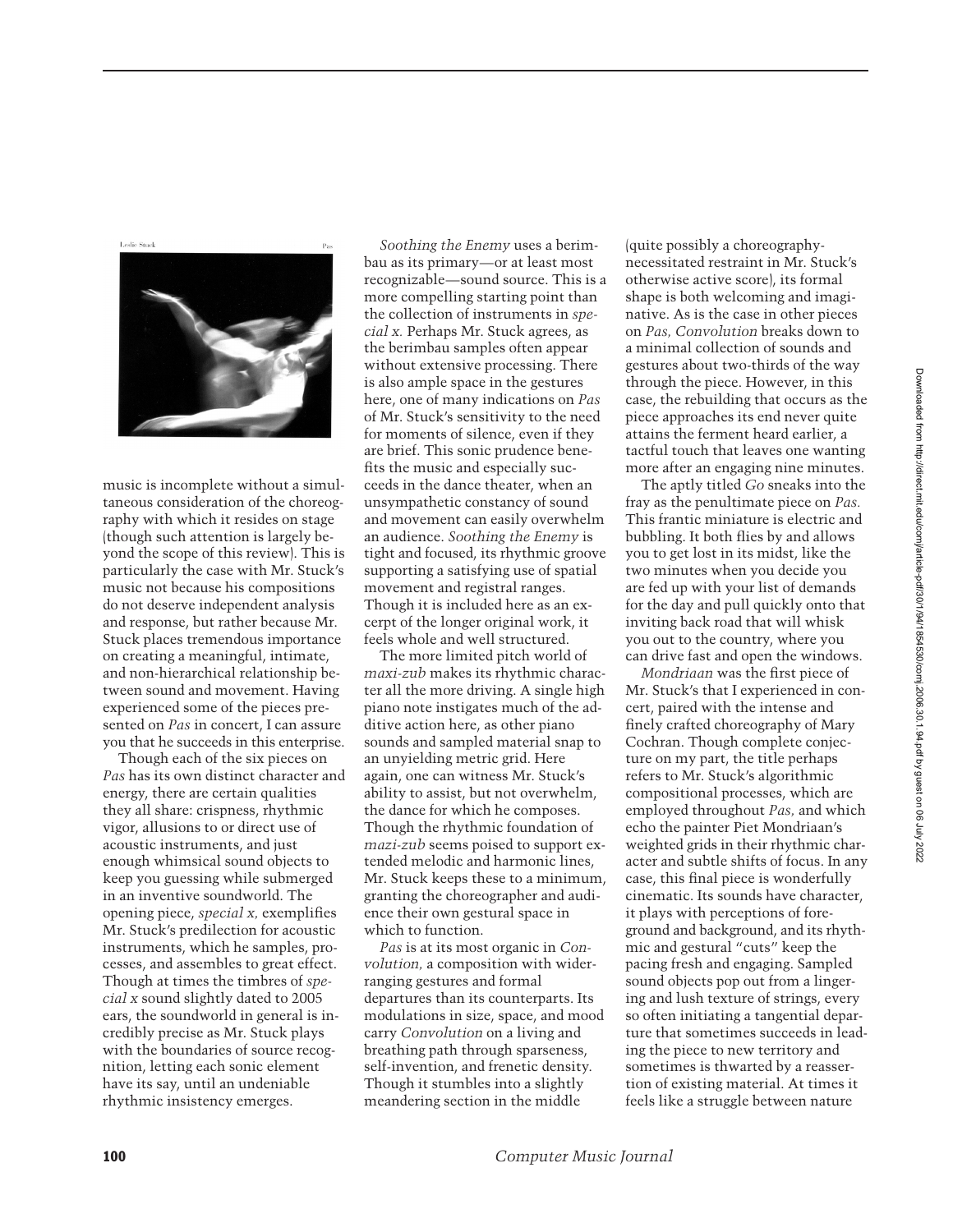music is incomplete without a simultaneous consideration of the choreography with which it resides on stage (though such attention is largely beyond the scope of this review). This is particularly the case with Mr. Stuck's music not because his compositions do not deserve independent analysis and response, but rather because Mr. Stuck places tremendous importance on creating a meaningful, intimate, and non-hierarchical relationship between sound and movement. Having experienced some of the pieces presented on *Pas* in concert, I can assure you that he succeeds in this enterprise.

Though each of the six pieces on *Pas* has its own distinct character and energy, there are certain qualities they all share: crispness, rhythmic vigor, allusions to or direct use of acoustic instruments, and just enough whimsical sound objects to keep you guessing while submerged in an inventive soundworld. The opening piece, *special x,* exemplifies Mr. Stuck's predilection for acoustic instruments, which he samples, processes, and assembles to great effect. Though at times the timbres of *special x* sound slightly dated to 2005 ears, the soundworld in general is incredibly precise as Mr. Stuck plays with the boundaries of source recognition, letting each sonic element have its say, until an undeniable rhythmic insistency emerges.

*Soothing the Enemy* uses a berimbau as its primary—or at least most recognizable—sound source. This is a more compelling starting point than the collection of instruments in *special x.* Perhaps Mr. Stuck agrees, as the berimbau samples often appear without extensive processing. There is also ample space in the gestures here, one of many indications on *Pas* of Mr. Stuck's sensitivity to the need for moments of silence, even if they are brief. This sonic prudence benefits the music and especially succeeds in the dance theater, when an unsympathetic constancy of sound and movement can easily overwhelm an audience. *Soothing the Enemy* is tight and focused, its rhythmic groove supporting a satisfying use of spatial movement and registral ranges. Though it is included here as an excerpt of the longer original work, it feels whole and well structured.

The more limited pitch world of *maxi-zub* makes its rhythmic character all the more driving. A single high piano note instigates much of the additive action here, as other piano sounds and sampled material snap to an unyielding metric grid. Here again, one can witness Mr. Stuck's ability to assist, but not overwhelm, the dance for which he composes. Though the rhythmic foundation of *mazi-zub* seems poised to support extended melodic and harmonic lines, Mr. Stuck keeps these to a minimum, granting the choreographer and audience their own gestural space in which to function.

*Pas* is at its most organic in *Convolution,* a composition with wider-ranging gestures and formal departures than its counterparts. Its modulations in size, space, and mood carry *Convolution* on a living and breathing path through sparseness, self-invention, and frenetic density. Though it stumbles into a slightly meandering section in the middle (quite possibly a choreography-necessitated restraint in Mr. Stuck's otherwise active score), its formal shape is both welcoming and imaginative. As is the case in other pieces on *Pas, Convolution* breaks down to a minimal collection of sounds and gestures about two-thirds of the way through the piece. However, in this case, the rebuilding that occurs as the piece approaches its end never quite attains the ferment heard earlier, a tactful touch that leaves one wanting more after an engaging nine minutes.

The aptly titled *Go* sneaks into the fray as the penultimate piece on *Pas.* This frantic miniature is electric and bubbling. It both flies by and allows you to get lost in its midst, like the two minutes when you decide you are fed up with your list of demands for the day and pull quickly onto that inviting back road that will whisk you out to the country, where you can drive fast and open the windows.

*Mondriaan* was the first piece of Mr. Stuck's that I experienced in concert, paired with the intense and finely crafted choreography of Mary Cochran. Though complete conjecture on my part, the title perhaps refers to Mr. Stuck's algorithmic compositional processes, which are employed throughout *Pas,* and which echo the painter Piet Mondriaan's weighted grids in their rhythmic character and subtle shifts of focus. In any case, this final piece is wonderfully cinematic. Its sounds have character, it plays with perceptions of foreground and background, and its rhythmic and gestural "cuts" keep the pacing fresh and engaging. Sampled sound objects pop out from a lingering and lush texture of strings, every so often initiating a tangential departure that sometimes succeeds in leading the piece to new territory and sometimes is thwarted by a reassertion of existing material. At times it feels like a struggle between nature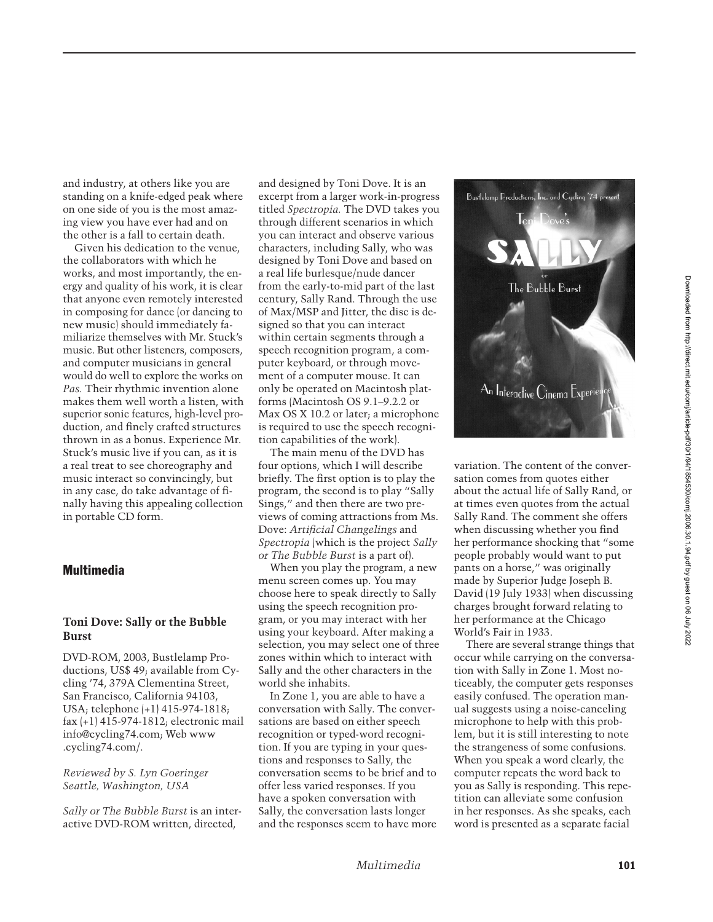and industry, at others like you are standing on a knife-edged peak where on one side of you is the most amazing view you have ever had and on the other is a fall to certain death.

Given his dedication to the venue, the collaborators with which he works, and most importantly, the energy and quality of his work, it is clear that anyone even remotely interested in composing for dance (or dancing to new music) should immediately familiarize themselves with Mr. Stuck's music. But other listeners, composers, and computer musicians in general would do well to explore the works on *Pas.* Their rhythmic invention alone makes them well worth a listen, with superior sonic features, high-level production, and finely crafted structures thrown in as a bonus. Experience Mr. Stuck's music live if you can, as it is a real treat to see choreography and music interact so convincingly, but in any case, do take advantage of finally having this appealing collection in portable CD form.

## Multimedia

### Toni Dove: Sally or the Bubble Burst

DVD-ROM, 2003, Bustlelamp Productions, US$ 49; available from Cycling '74, 379A Clementina Street, San Francisco, California 94103, USA; telephone (+1) 415-974-1818; fax (+1) 415-974-1812; electronic mail info@cycling74.com; Web www.cycling74.com/.

*Reviewed by S. Lyn Goeringer*
*Seattle, Washington, USA*

*Sally or The Bubble Burst* is an interactive DVD-ROM written, directed, and designed by Toni Dove. It is an excerpt from a larger work-in-progress titled *Spectropia.* The DVD takes you through different scenarios in which you can interact and observe various characters, including Sally, who was designed by Toni Dove and based on a real life burlesque/nude dancer from the early-to-mid part of the last century, Sally Rand. Through the use of Max/MSP and Jitter, the disc is designed so that you can interact within certain segments through a speech recognition program, a computer keyboard, or through movement of a computer mouse. It can only be operated on Macintosh platforms (Macintosh OS 9.1–9.2.2 or Max OS X 10.2 or later; a microphone is required to use the speech recognition capabilities of the work).

The main menu of the DVD has four options, which I will describe briefly. The first option is to play the program, the second is to play "Sally Sings," and then there are two previews of coming attractions from Ms. Dove: *Artificial Changelings* and *Spectropia* (which is the project *Sally or The Bubble Burst* is a part of).

When you play the program, a new menu screen comes up. You may choose here to speak directly to Sally using the speech recognition program, or you may interact with her using your keyboard. After making a selection, you may select one of three zones within which to interact with Sally and the other characters in the world she inhabits.

In Zone 1, you are able to have a conversation with Sally. The conversations are based on either speech recognition or typed-word recognition. If you are typing in your questions and responses to Sally, the conversation seems to be brief and to offer less varied responses. If you have a spoken conversation with Sally, the conversation lasts longer and the responses seem to have more variation. The content of the conversation comes from quotes either about the actual life of Sally Rand, or at times even quotes from the actual Sally Rand. The comment she offers when discussing whether you find her performance shocking that "some people probably would want to put pants on a horse," was originally made by Superior Judge Joseph B. David (19 July 1933) when discussing charges brought forward relating to her performance at the Chicago World's Fair in 1933.

There are several strange things that occur while carrying on the conversation with Sally in Zone 1. Most noticeably, the computer gets responses easily confused. The operation manual suggests using a noise-canceling microphone to help with this problem, but it is still interesting to note the strangeness of some confusions. When you speak a word clearly, the computer repeats the word back to you as Sally is responding. This repetition can alleviate some confusion in her responses. As she speaks, each word is presented as a separate facial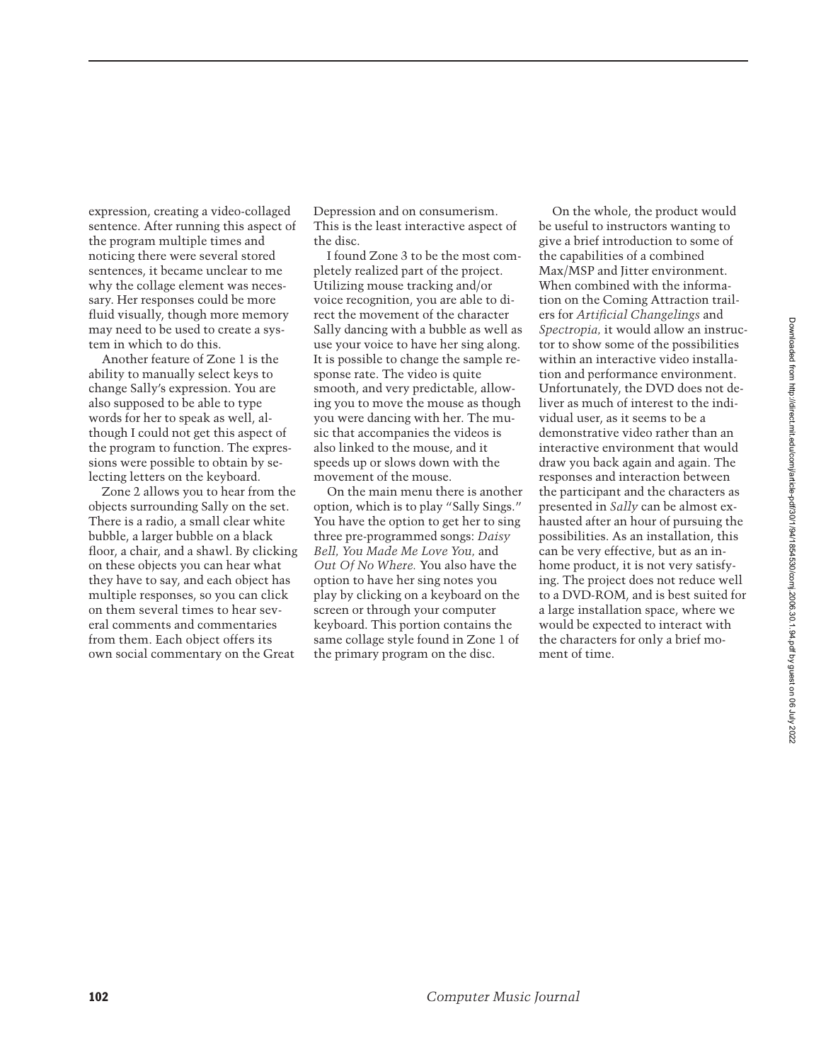expression, creating a video-collaged sentence. After running this aspect of the program multiple times and noticing there were several stored sentences, it became unclear to me why the collage element was necessary. Her responses could be more fluid visually, though more memory may need to be used to create a system in which to do this.

Another feature of Zone 1 is the ability to manually select keys to change Sally's expression. You are also supposed to be able to type words for her to speak as well, although I could not get this aspect of the program to function. The expressions were possible to obtain by selecting letters on the keyboard.

Zone 2 allows you to hear from the objects surrounding Sally on the set. There is a radio, a small clear white bubble, a larger bubble on a black floor, a chair, and a shawl. By clicking on these objects you can hear what they have to say, and each object has multiple responses, so you can click on them several times to hear several comments and commentaries from them. Each object offers its own social commentary on the Great Depression and on consumerism. This is the least interactive aspect of the disc.

I found Zone 3 to be the most completely realized part of the project. Utilizing mouse tracking and/or voice recognition, you are able to direct the movement of the character Sally dancing with a bubble as well as use your voice to have her sing along. It is possible to change the sample response rate. The video is quite smooth, and very predictable, allowing you to move the mouse as though you were dancing with her. The music that accompanies the videos is also linked to the mouse, and it speeds up or slows down with the movement of the mouse.

On the main menu there is another option, which is to play "Sally Sings." You have the option to get her to sing three pre-programmed songs: *Daisy Bell, You Made Me Love You,* and *Out Of No Where.* You also have the option to have her sing notes you play by clicking on a keyboard on the screen or through your computer keyboard. This portion contains the same collage style found in Zone 1 of the primary program on the disc.

On the whole, the product would be useful to instructors wanting to give a brief introduction to some of the capabilities of a combined Max/MSP and Jitter environment. When combined with the information on the Coming Attraction trailers for *Artificial Changelings* and *Spectropia,* it would allow an instructor to show some of the possibilities within an interactive video installation and performance environment. Unfortunately, the DVD does not deliver as much of interest to the individual user, as it seems to be a demonstrative video rather than an interactive environment that would draw you back again and again. The responses and interaction between the participant and the characters as presented in *Sally* can be almost exhausted after an hour of pursuing the possibilities. As an installation, this can be very effective, but as an in-home product, it is not very satisfying. The project does not reduce well to a DVD-ROM, and is best suited for a large installation space, where we would be expected to interact with the characters for only a brief moment of time.